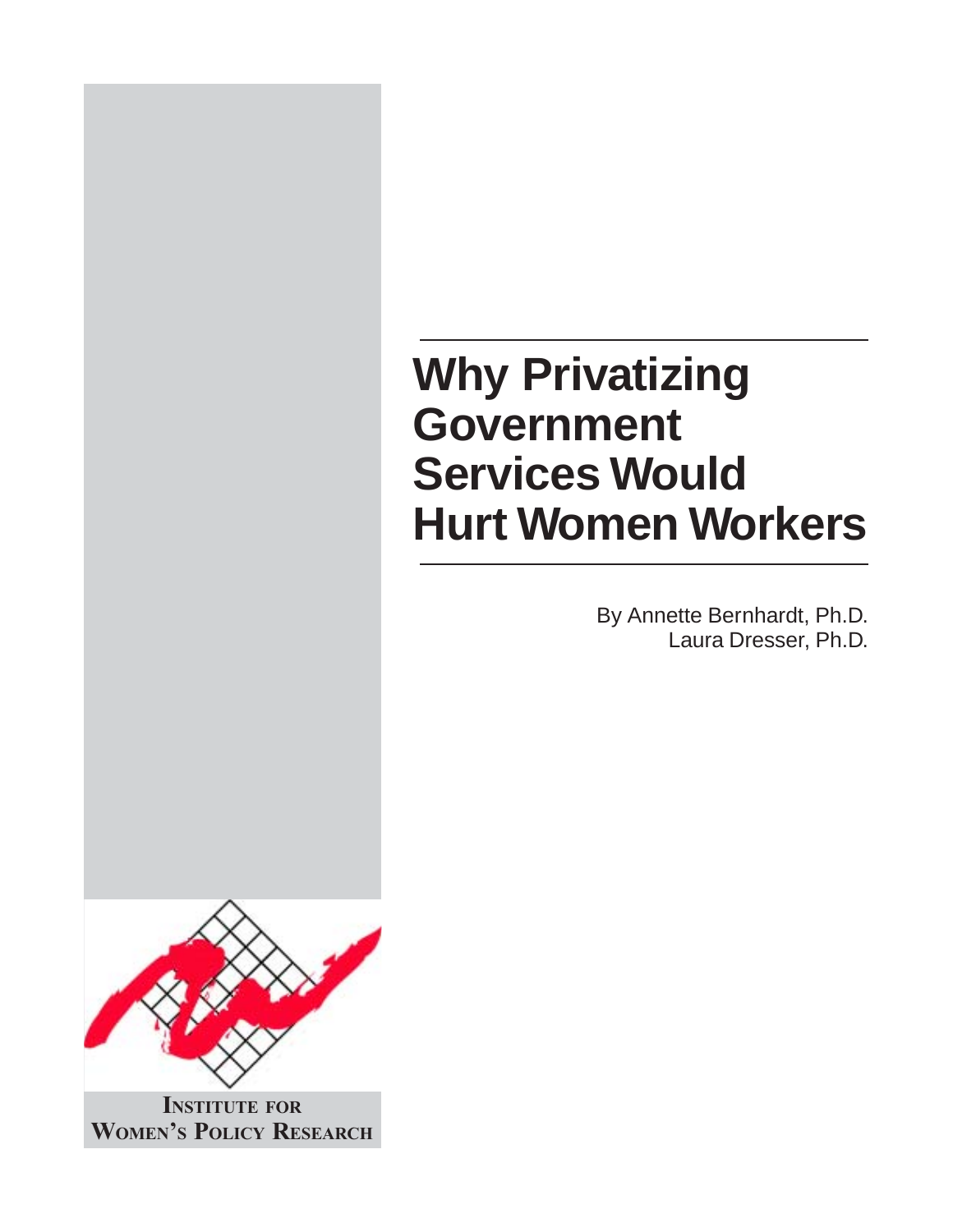# Why Privatizing Government Services Would Hurt Women Workers

By Annette Bernhardt, Ph.D.
Laura Dresser, Ph.D.

**Institute for Women's Policy Research**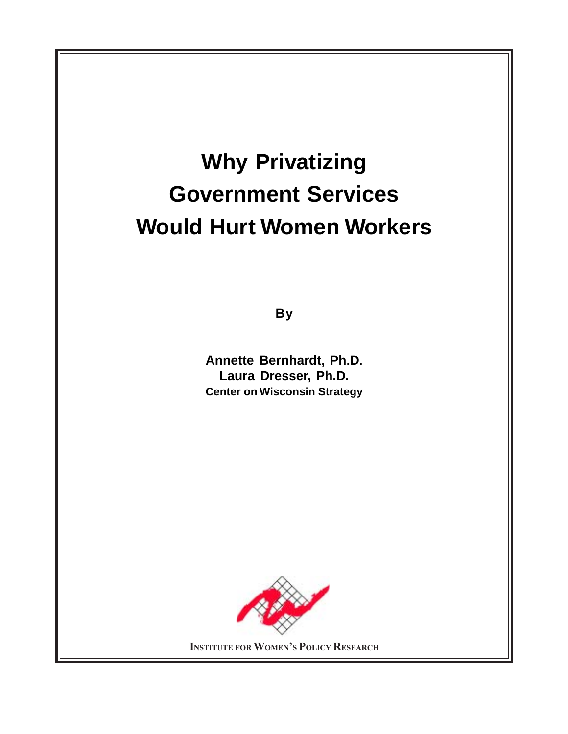# Why Privatizing Government Services Would Hurt Women Workers

**By**

**Annette Bernhardt, Ph.D.**
**Laura Dresser, Ph.D.**
**Center on Wisconsin Strategy**

INSTITUTE FOR WOMEN'S POLICY RESEARCH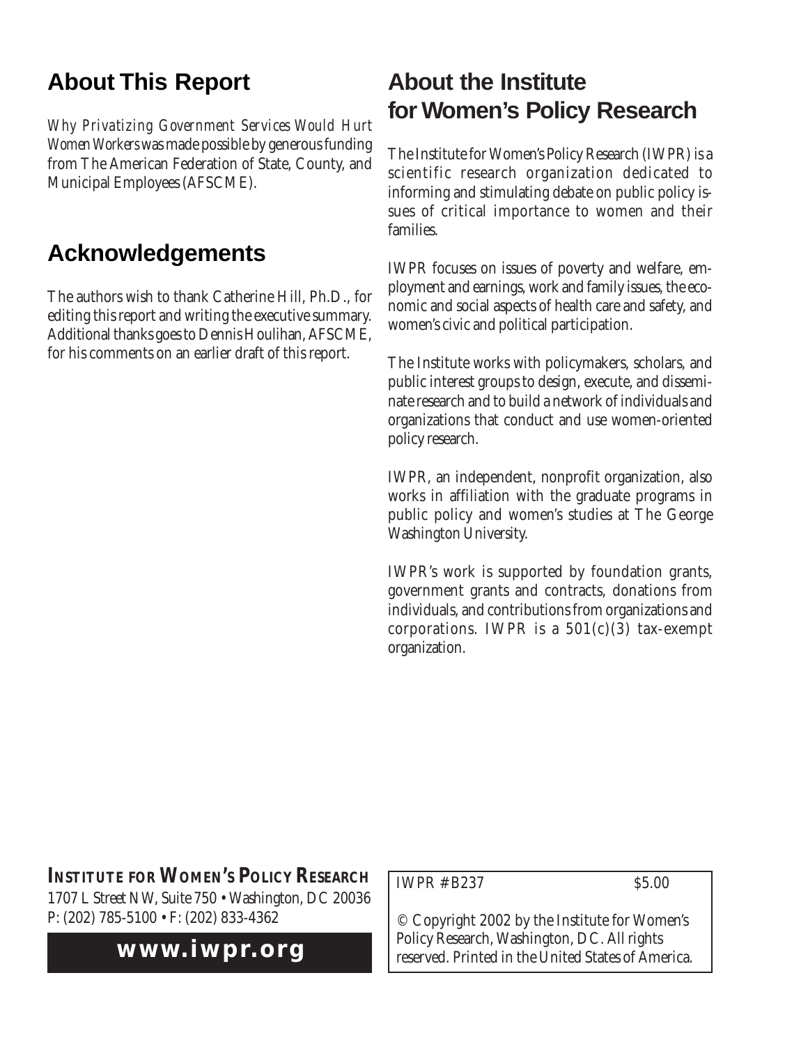## About This Report

*Why Privatizing Government Services Would Hurt Women Workers* was made possible by generous funding from The American Federation of State, County, and Municipal Employees (AFSCME).

## Acknowledgements

The authors wish to thank Catherine Hill, Ph.D., for editing this report and writing the executive summary. Additional thanks goes to Dennis Houlihan, AFSCME, for his comments on an earlier draft of this report.

## About the Institute for Women's Policy Research

The Institute for Women's Policy Research (IWPR) is a scientific research organization dedicated to informing and stimulating debate on public policy issues of critical importance to women and their families.

IWPR focuses on issues of poverty and welfare, employment and earnings, work and family issues, the economic and social aspects of health care and safety, and women's civic and political participation.

The Institute works with policymakers, scholars, and public interest groups to design, execute, and disseminate research and to build a network of individuals and organizations that conduct and use women-oriented policy research.

IWPR, an independent, nonprofit organization, also works in affiliation with the graduate programs in public policy and women's studies at The George Washington University.

IWPR's work is supported by foundation grants, government grants and contracts, donations from individuals, and contributions from organizations and corporations. IWPR is a 501(c)(3) tax-exempt organization.

**INSTITUTE FOR WOMEN'S POLICY RESEARCH**
1707 L Street NW, Suite 750 • Washington, DC 20036
P: (202) 785-5100 • F: (202) 833-4362

**www.iwpr.org**

IWPR # B237 $5.00

© Copyright 2002 by the Institute for Women's Policy Research, Washington, DC. All rights reserved. Printed in the United States of America.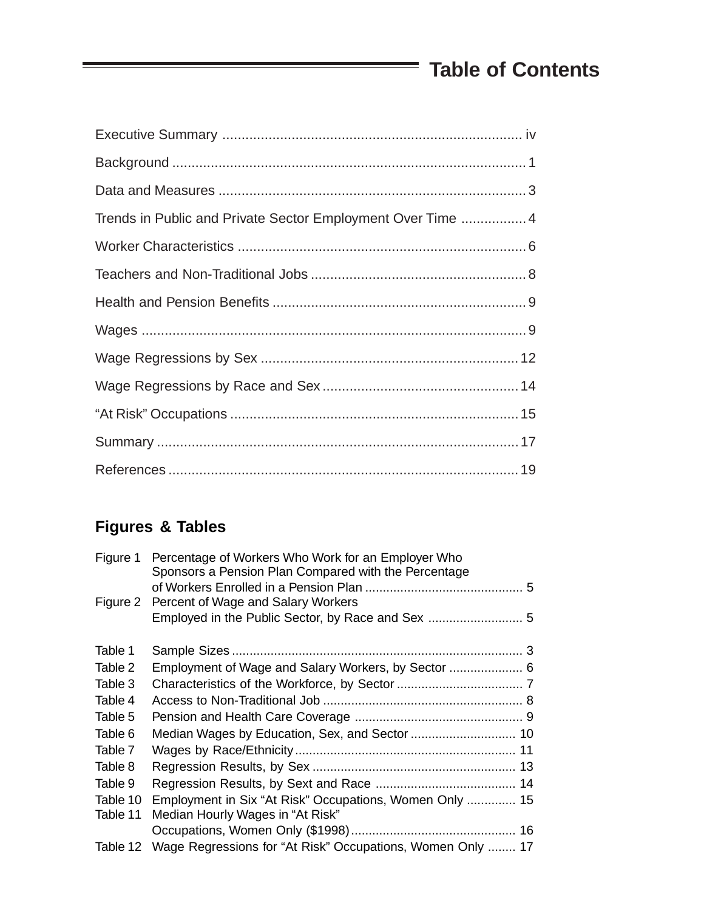# Table of Contents

Executive Summary ............................................................................ iv

Background ......................................................................................... 1

Data and Measures .............................................................................. 3

Trends in Public and Private Sector Employment Over Time ................. 4

Worker Characteristics ......................................................................... 6

Teachers and Non-Traditional Jobs ....................................................... 8

Health and Pension Benefits ................................................................. 9

Wages .................................................................................................. 9

Wage Regressions by Sex .................................................................. 12

Wage Regressions by Race and Sex .................................................. 14

"At Risk" Occupations ......................................................................... 15

Summary ............................................................................................ 17

References .......................................................................................... 19

## Figures & Tables

| | | |
|---|---|---|
| Figure 1 | Percentage of Workers Who Work for an Employer Who Sponsors a Pension Plan Compared with the Percentage of Workers Enrolled in a Pension Plan | 5 |
| Figure 2 | Percent of Wage and Salary Workers Employed in the Public Sector, by Race and Sex | 5 |
| Table 1 | Sample Sizes | 3 |
| Table 2 | Employment of Wage and Salary Workers, by Sector | 6 |
| Table 3 | Characteristics of the Workforce, by Sector | 7 |
| Table 4 | Access to Non-Traditional Job | 8 |
| Table 5 | Pension and Health Care Coverage | 9 |
| Table 6 | Median Wages by Education, Sex, and Sector | 10 |
| Table 7 | Wages by Race/Ethnicity | 11 |
| Table 8 | Regression Results, by Sex | 13 |
| Table 9 | Regression Results, by Sext and Race | 14 |
| Table 10 | Employment in Six "At Risk" Occupations, Women Only | 15 |
| Table 11 | Median Hourly Wages in "At Risk" Occupations, Women Only ($1998) | 16 |
| Table 12 | Wage Regressions for "At Risk" Occupations, Women Only | 17 |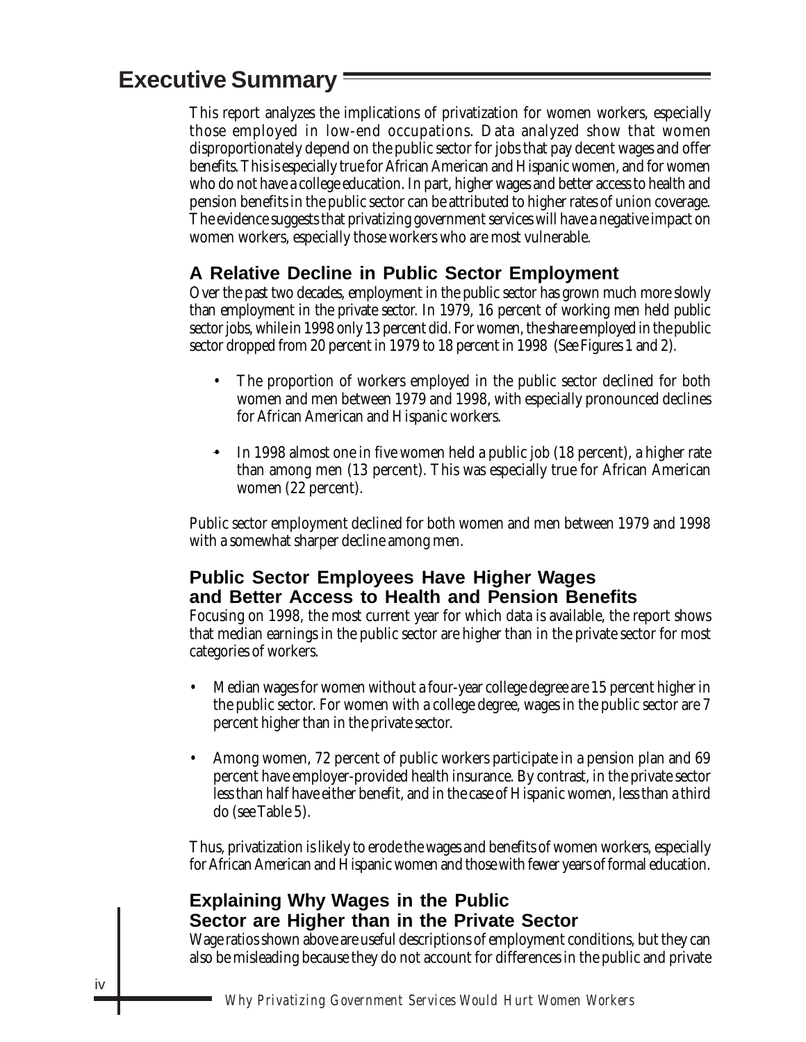## Executive Summary

This report analyzes the implications of privatization for women workers, especially those employed in low-end occupations. Data analyzed show that women disproportionately depend on the public sector for jobs that pay decent wages and offer benefits. This is especially true for African American and Hispanic women, and for women who do not have a college education. In part, higher wages and better access to health and pension benefits in the public sector can be attributed to higher rates of union coverage. The evidence suggests that privatizing government services will have a negative impact on women workers, especially those workers who are most vulnerable.

### A Relative Decline in Public Sector Employment

Over the past two decades, employment in the public sector has grown much more slowly than employment in the private sector. In 1979, 16 percent of working men held public sector jobs, while in 1998 only 13 percent did. For women, the share employed in the public sector dropped from 20 percent in 1979 to 18 percent in 1998 (See Figures 1 and 2).

- The proportion of workers employed in the public sector declined for both women and men between 1979 and 1998, with especially pronounced declines for African American and Hispanic workers.
- In 1998 almost one in five women held a public job (18 percent), a higher rate than among men (13 percent). This was especially true for African American women (22 percent).

Public sector employment declined for both women and men between 1979 and 1998 with a somewhat sharper decline among men.

### Public Sector Employees Have Higher Wages and Better Access to Health and Pension Benefits

Focusing on 1998, the most current year for which data is available, the report shows that median earnings in the public sector are higher than in the private sector for most categories of workers.

- Median wages for women without a four-year college degree are 15 percent higher in the public sector. For women with a college degree, wages in the public sector are 7 percent higher than in the private sector.
- Among women, 72 percent of public workers participate in a pension plan and 69 percent have employer-provided health insurance. By contrast, in the private sector less than half have either benefit, and in the case of Hispanic women, less than a third do (see Table 5).

Thus, privatization is likely to erode the wages and benefits of women workers, especially for African American and Hispanic women and those with fewer years of formal education.

### Explaining Why Wages in the Public Sector are Higher than in the Private Sector

Wage ratios shown above are useful descriptions of employment conditions, but they can also be misleading because they do not account for differences in the public and private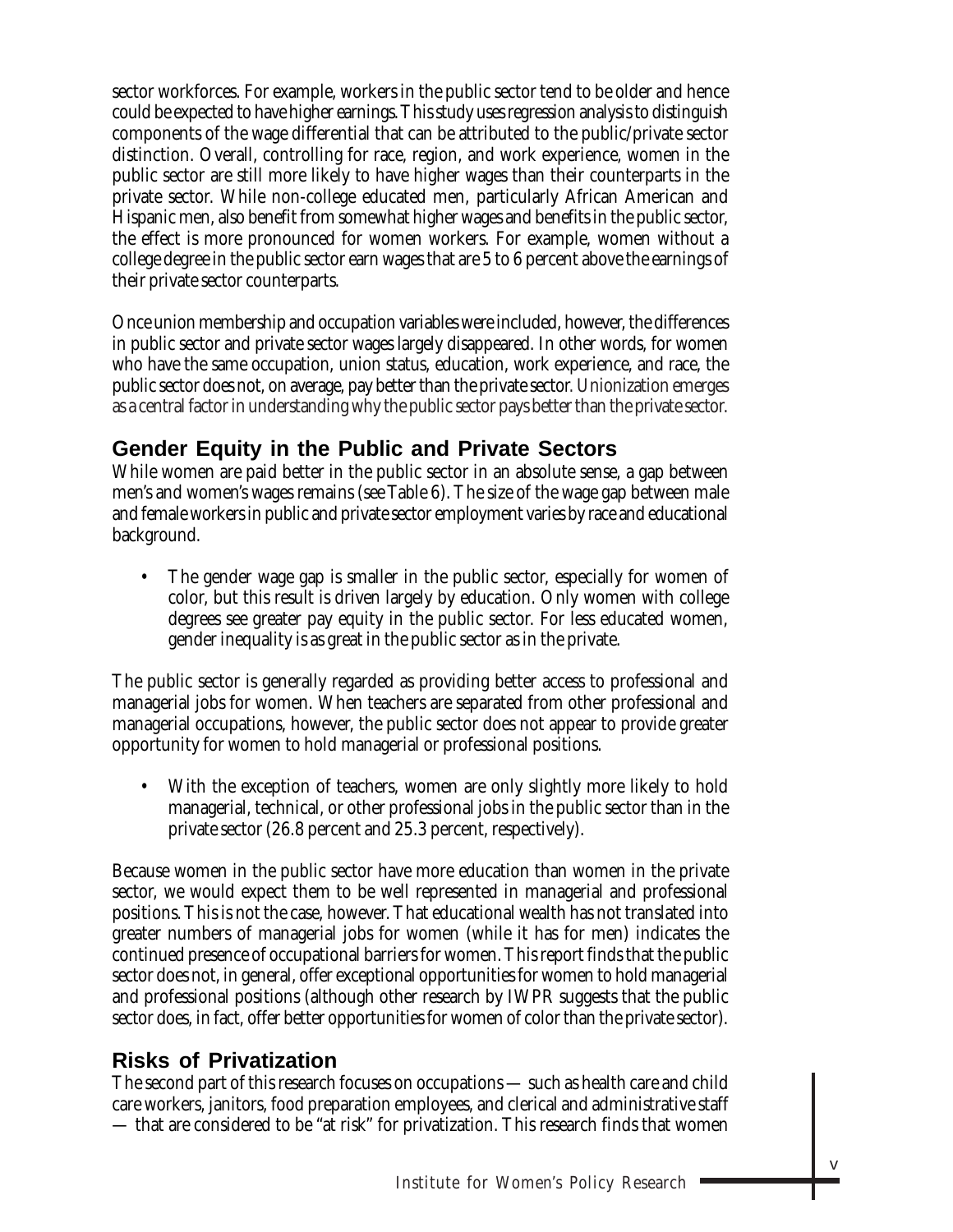sector workforces. For example, workers in the public sector tend to be older and hence could be expected to have higher earnings. This study uses regression analysis to distinguish components of the wage differential that can be attributed to the public/private sector distinction. Overall, controlling for race, region, and work experience, women in the public sector are still more likely to have higher wages than their counterparts in the private sector. While non-college educated men, particularly African American and Hispanic men, also benefit from somewhat higher wages and benefits in the public sector, the effect is more pronounced for women workers. For example, women without a college degree in the public sector earn wages that are 5 to 6 percent above the earnings of their private sector counterparts.

Once union membership and occupation variables were included, however, the differences in public sector and private sector wages largely disappeared. In other words, for women who have the same occupation, union status, education, work experience, and race, the public sector does not, on average, pay better than the private sector. Unionization emerges as a central factor in understanding why the public sector pays better than the private sector.

## Gender Equity in the Public and Private Sectors

While women are paid better in the public sector in an absolute sense, a gap between men's and women's wages remains (see Table 6). The size of the wage gap between male and female workers in public and private sector employment varies by race and educational background.

- The gender wage gap is smaller in the public sector, especially for women of color, but this result is driven largely by education. Only women with college degrees see greater pay equity in the public sector. For less educated women, gender inequality is as great in the public sector as in the private.

The public sector is generally regarded as providing better access to professional and managerial jobs for women. When teachers are separated from other professional and managerial occupations, however, the public sector does not appear to provide greater opportunity for women to hold managerial or professional positions.

- With the exception of teachers, women are only slightly more likely to hold managerial, technical, or other professional jobs in the public sector than in the private sector (26.8 percent and 25.3 percent, respectively).

Because women in the public sector have more education than women in the private sector, we would expect them to be well represented in managerial and professional positions. This is not the case, however. That educational wealth has not translated into greater numbers of managerial jobs for women (while it has for men) indicates the continued presence of occupational barriers for women. This report finds that the public sector does not, in general, offer exceptional opportunities for women to hold managerial and professional positions (although other research by IWPR suggests that the public sector does, in fact, offer better opportunities for women of color than the private sector).

## Risks of Privatization

The second part of this research focuses on occupations — such as health care and child care workers, janitors, food preparation employees, and clerical and administrative staff — that are considered to be "at risk" for privatization. This research finds that women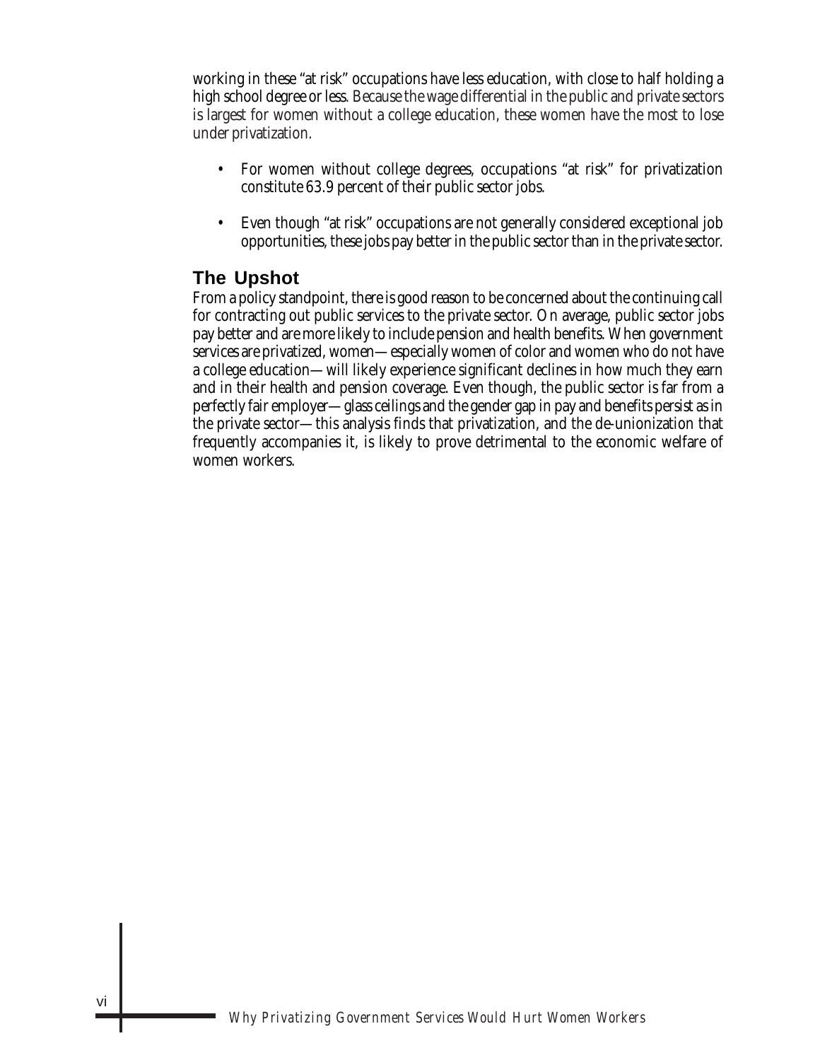working in these "at risk" occupations have less education, with close to half holding a high school degree or less. Because the wage differential in the public and private sectors is largest for women without a college education, these women have the most to lose under privatization.

- For women without college degrees, occupations "at risk" for privatization constitute 63.9 percent of their public sector jobs.
- Even though "at risk" occupations are not generally considered exceptional job opportunities, these jobs pay better in the public sector than in the private sector.

## The Upshot

From a policy standpoint, there is good reason to be concerned about the continuing call for contracting out public services to the private sector. On average, public sector jobs pay better and are more likely to include pension and health benefits. When government services are privatized, women—especially women of color and women who do not have a college education—will likely experience significant declines in how much they earn and in their health and pension coverage. Even though, the public sector is far from a perfectly fair employer—glass ceilings and the gender gap in pay and benefits persist as in the private sector—this analysis finds that privatization, and the de-unionization that frequently accompanies it, is likely to prove detrimental to the economic welfare of women workers.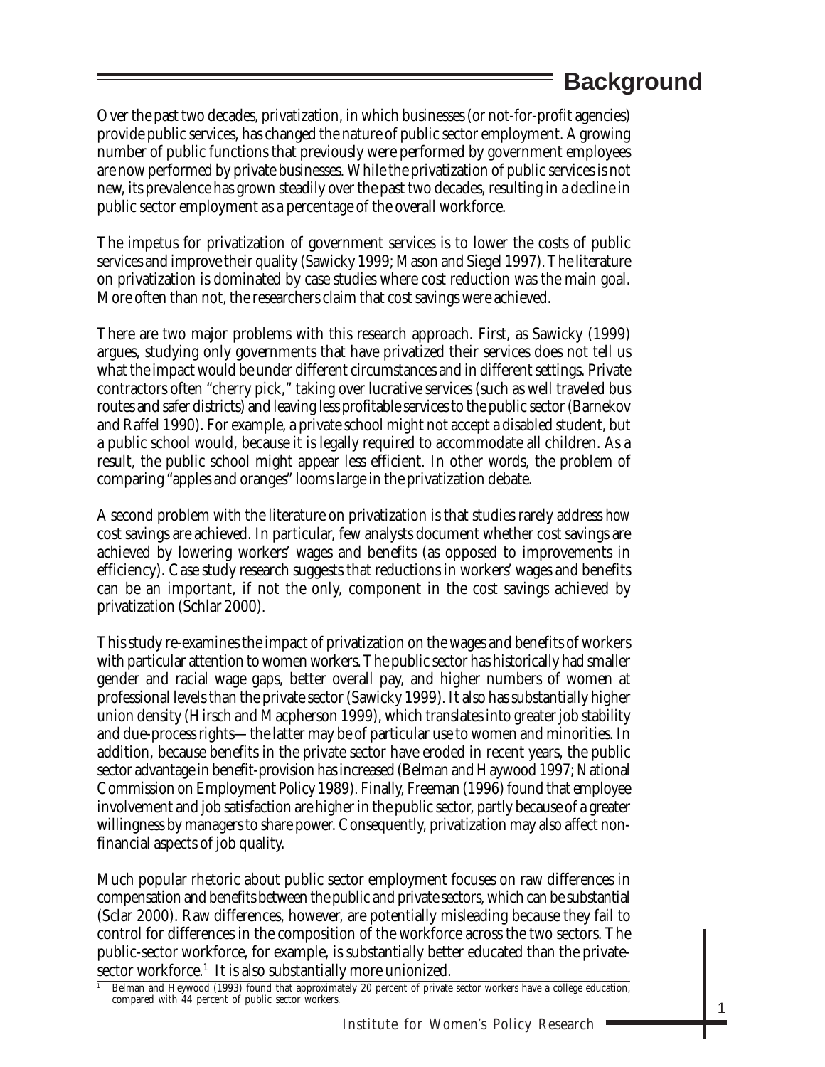# Background

Over the past two decades, privatization, in which businesses (or not-for-profit agencies) provide public services, has changed the nature of public sector employment. A growing number of public functions that previously were performed by government employees are now performed by private businesses. While the privatization of public services is not new, its prevalence has grown steadily over the past two decades, resulting in a decline in public sector employment as a percentage of the overall workforce.

The impetus for privatization of government services is to lower the costs of public services and improve their quality (Sawicky 1999; Mason and Siegel 1997). The literature on privatization is dominated by case studies where cost reduction was the main goal. More often than not, the researchers claim that cost savings were achieved.

There are two major problems with this research approach. First, as Sawicky (1999) argues, studying only governments that have privatized their services does not tell us what the impact would be under different circumstances and in different settings. Private contractors often "cherry pick," taking over lucrative services (such as well traveled bus routes and safer districts) and leaving less profitable services to the public sector (Barnekov and Raffel 1990). For example, a private school might not accept a disabled student, but a public school would, because it is legally required to accommodate all children. As a result, the public school might appear less efficient. In other words, the problem of comparing "apples and oranges" looms large in the privatization debate.

A second problem with the literature on privatization is that studies rarely address *how* cost savings are achieved. In particular, few analysts document whether cost savings are achieved by lowering workers' wages and benefits (as opposed to improvements in efficiency). Case study research suggests that reductions in workers' wages and benefits can be an important, if not the only, component in the cost savings achieved by privatization (Schlar 2000).

This study re-examines the impact of privatization on the wages and benefits of workers with particular attention to women workers. The public sector has historically had smaller gender and racial wage gaps, better overall pay, and higher numbers of women at professional levels than the private sector (Sawicky 1999). It also has substantially higher union density (Hirsch and Macpherson 1999), which translates into greater job stability and due-process rights—the latter may be of particular use to women and minorities. In addition, because benefits in the private sector have eroded in recent years, the public sector advantage in benefit-provision has increased (Belman and Haywood 1997; National Commission on Employment Policy 1989). Finally, Freeman (1996) found that employee involvement and job satisfaction are higher in the public sector, partly because of a greater willingness by managers to share power. Consequently, privatization may also affect non-financial aspects of job quality.

Much popular rhetoric about public sector employment focuses on raw differences in compensation and benefits between the public and private sectors, which can be substantial (Sclar 2000). Raw differences, however, are potentially misleading because they fail to control for differences in the composition of the workforce across the two sectors. The public-sector workforce, for example, is substantially better educated than the private-sector workforce.[1] It is also substantially more unionized.

[1] Belman and Heywood (1993) found that approximately 20 percent of private sector workers have a college education, compared with 44 percent of public sector workers.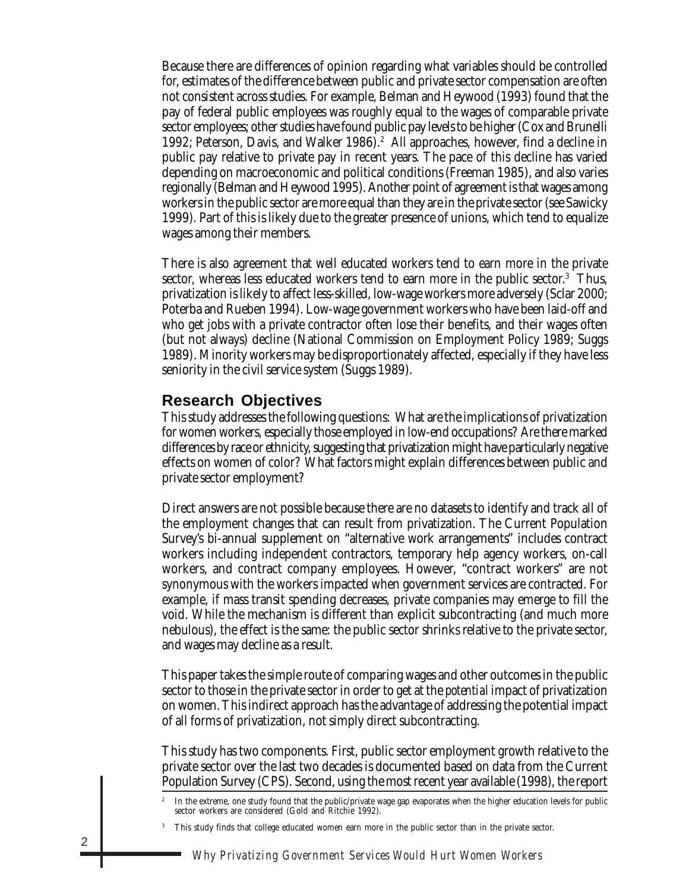Because there are differences of opinion regarding what variables should be controlled for, estimates of the difference between public and private sector compensation are often not consistent across studies. For example, Belman and Heywood (1993) found that the pay of federal public employees was roughly equal to the wages of comparable private sector employees; other studies have found public pay levels to be higher (Cox and Brunelli 1992; Peterson, Davis, and Walker 1986).[2] All approaches, however, find a decline in public pay relative to private pay in recent years. The pace of this decline has varied depending on macroeconomic and political conditions (Freeman 1985), and also varies regionally (Belman and Heywood 1995). Another point of agreement is that wages among workers in the public sector are more equal than they are in the private sector (see Sawicky 1999). Part of this is likely due to the greater presence of unions, which tend to equalize wages among their members.

There is also agreement that well educated workers tend to earn more in the private sector, whereas less educated workers tend to earn more in the public sector.[3] Thus, privatization is likely to affect less-skilled, low-wage workers more adversely (Sclar 2000; Poterba and Rueben 1994). Low-wage government workers who have been laid-off and who get jobs with a private contractor often lose their benefits, and their wages often (but not always) decline (National Commission on Employment Policy 1989; Suggs 1989). Minority workers may be disproportionately affected, especially if they have less seniority in the civil service system (Suggs 1989).

## Research Objectives

This study addresses the following questions: What are the implications of privatization for women workers, especially those employed in low-end occupations? Are there marked differences by race or ethnicity, suggesting that privatization might have particularly negative effects on women of color? What factors might explain differences between public and private sector employment?

Direct answers are not possible because there are no datasets to identify and track all of the employment changes that can result from privatization. The Current Population Survey's bi-annual supplement on "alternative work arrangements" includes contract workers including independent contractors, temporary help agency workers, on-call workers, and contract company employees. However, "contract workers" are not synonymous with the workers impacted when government services are contracted. For example, if mass transit spending decreases, private companies may emerge to fill the void. While the mechanism is different than explicit subcontracting (and much more nebulous), the effect is the same: the public sector shrinks relative to the private sector, and wages may decline as a result.

This paper takes the simple route of comparing wages and other outcomes in the public sector to those in the private sector in order to get at the *potential* impact of privatization on women. This indirect approach has the advantage of addressing the potential impact of all forms of privatization, not simply direct subcontracting.

This study has two components. First, public sector employment growth relative to the private sector over the last two decades is documented based on data from the Current Population Survey (CPS). Second, using the most recent year available (1998), the report

[2] In the extreme, one study found that the public/private wage gap evaporates when the higher education levels for public sector workers are considered (Gold and Ritchie 1992).

[3] This study finds that college educated women earn more in the public sector than in the private sector.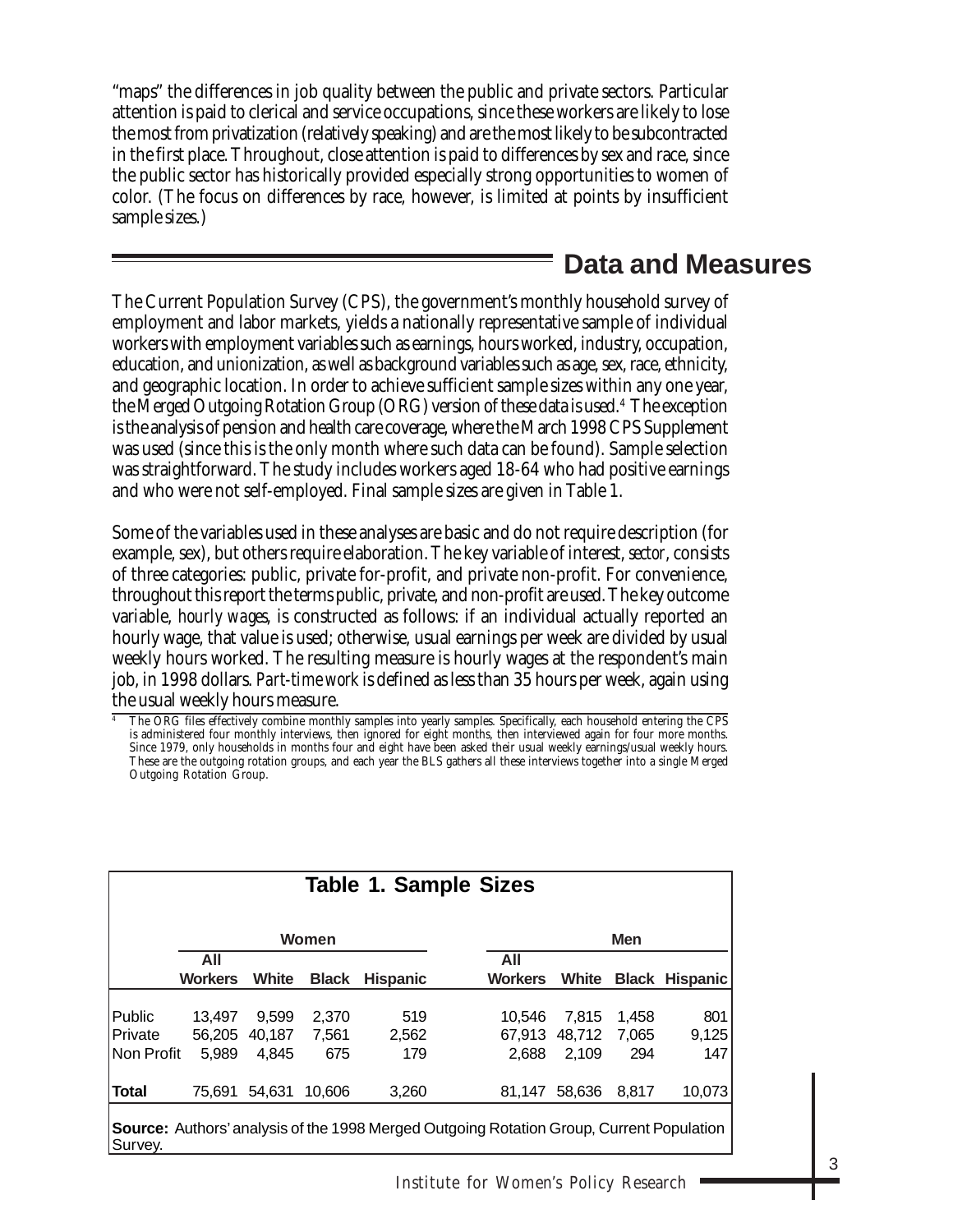"maps" the differences in job quality between the public and private sectors. Particular attention is paid to clerical and service occupations, since these workers are likely to lose the most from privatization (relatively speaking) and are the most likely to be subcontracted in the first place. Throughout, close attention is paid to differences by sex and race, since the public sector has historically provided especially strong opportunities to women of color. (The focus on differences by race, however, is limited at points by insufficient sample sizes.)

## Data and Measures

The Current Population Survey (CPS), the government's monthly household survey of employment and labor markets, yields a nationally representative sample of individual workers with employment variables such as earnings, hours worked, industry, occupation, education, and unionization, as well as background variables such as age, sex, race, ethnicity, and geographic location. In order to achieve sufficient sample sizes within any one year, the Merged Outgoing Rotation Group (ORG) version of these data is used.[4] The exception is the analysis of pension and health care coverage, where the March 1998 CPS Supplement was used (since this is the only month where such data can be found). Sample selection was straightforward. The study includes workers aged 18-64 who had positive earnings and who were not self-employed. Final sample sizes are given in Table 1.

Some of the variables used in these analyses are basic and do not require description (for example, sex), but others require elaboration. The key variable of interest, *sector*, consists of three categories: public, private for-profit, and private non-profit. For convenience, throughout this report the terms public, private, and non-profit are used. The key outcome variable, *hourly wages*, is constructed as follows: if an individual actually reported an hourly wage, that value is used; otherwise, usual earnings per week are divided by usual weekly hours worked. The resulting measure is hourly wages at the respondent's main job, in 1998 dollars. *Part-time work* is defined as less than 35 hours per week, again using the usual weekly hours measure.

[4] The ORG files effectively combine monthly samples into yearly samples. Specifically, each household entering the CPS is administered four monthly interviews, then ignored for eight months, then interviewed again for four more months. Since 1979, only households in months four and eight have been asked their usual weekly earnings/usual weekly hours. These are the outgoing rotation groups, and each year the BLS gathers all these interviews together into a single Merged Outgoing Rotation Group.

**Table 1. Sample Sizes**

| | Women | | | | Men | | | |
|---|---|---|---|---|---|---|---|---|
| | All Workers | White | Black | Hispanic | All Workers | White | Black | Hispanic |
| Public | 13,497 | 9,599 | 2,370 | 519 | 10,546 | 7,815 | 1,458 | 801 |
| Private | 56,205 | 40,187 | 7,561 | 2,562 | 67,913 | 48,712 | 7,065 | 9,125 |
| Non Profit | 5,989 | 4,845 | 675 | 179 | 2,688 | 2,109 | 294 | 147 |
| **Total** | 75,691 | 54,631 | 10,606 | 3,260 | 81,147 | 58,636 | 8,817 | 10,073 |

**Source:** Authors' analysis of the 1998 Merged Outgoing Rotation Group, Current Population Survey.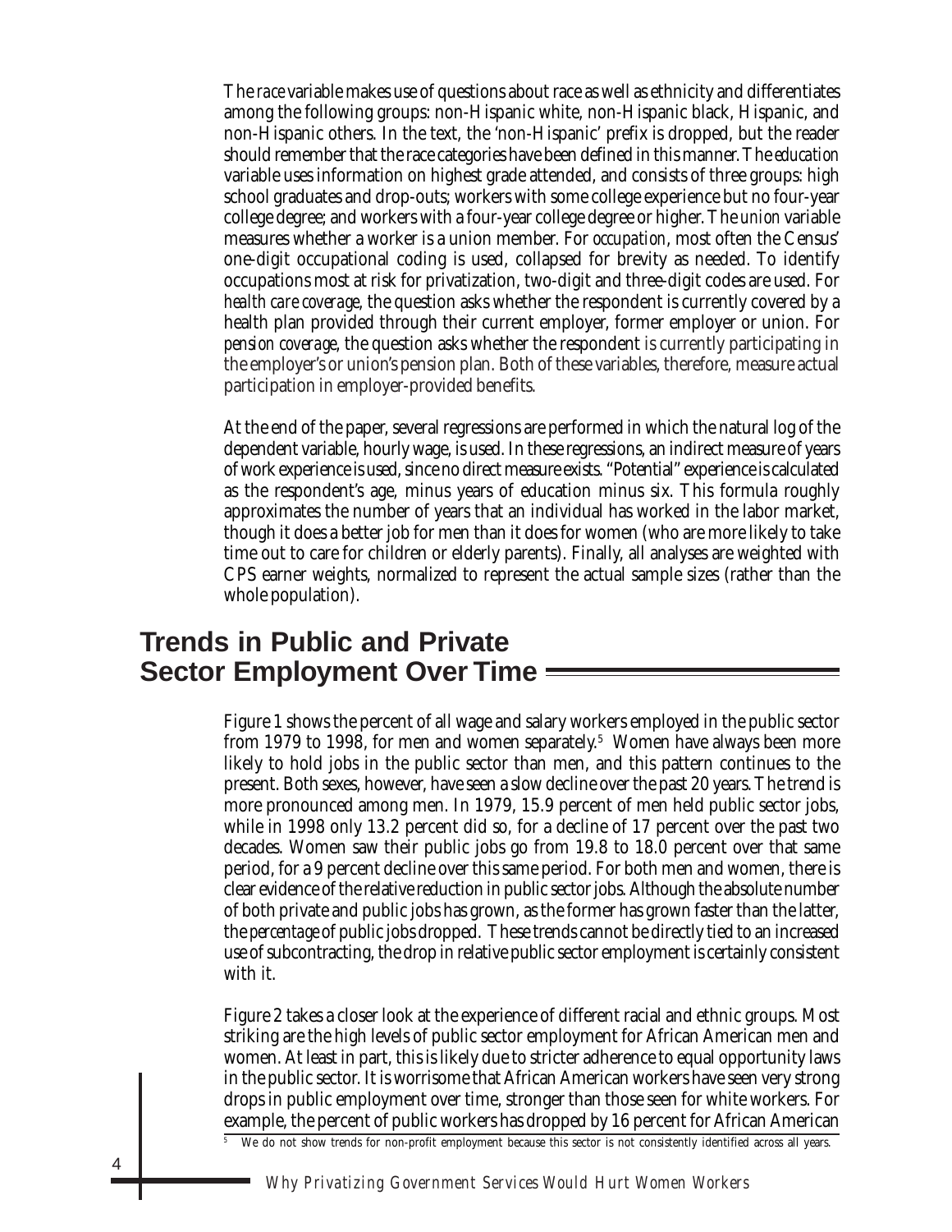The *race* variable makes use of questions about race as well as ethnicity and differentiates among the following groups: non-Hispanic white, non-Hispanic black, Hispanic, and non-Hispanic others. In the text, the 'non-Hispanic' prefix is dropped, but the reader should remember that the race categories have been defined in this manner. The *education* variable uses information on highest grade attended, and consists of three groups: high school graduates and drop-outs; workers with some college experience but no four-year college degree; and workers with a four-year college degree or higher. The *union* variable measures whether a worker is a union member. For *occupation*, most often the Census' one-digit occupational coding is used, collapsed for brevity as needed. To identify occupations most at risk for privatization, two-digit and three-digit codes are used. For *health care coverage*, the question asks whether the respondent is currently covered by a health plan provided through their current employer, former employer or union. For *pension coverage*, the question asks whether the respondent is currently participating in the employer's or union's pension plan. Both of these variables, therefore, measure actual participation in employer-provided benefits.

At the end of the paper, several regressions are performed in which the natural log of the dependent variable, hourly wage, is used. In these regressions, an indirect measure of years of work experience is used, since no direct measure exists. "Potential" experience is calculated as the respondent's age, minus years of education minus six. This formula roughly approximates the number of years that an individual has worked in the labor market, though it does a better job for men than it does for women (who are more likely to take time out to care for children or elderly parents). Finally, all analyses are weighted with CPS earner weights, normalized to represent the actual sample sizes (rather than the whole population).

## Trends in Public and Private Sector Employment Over Time

Figure 1 shows the percent of all wage and salary workers employed in the public sector from 1979 to 1998, for men and women separately.[5] Women have always been more likely to hold jobs in the public sector than men, and this pattern continues to the present. Both sexes, however, have seen a slow decline over the past 20 years. The trend is more pronounced among men. In 1979, 15.9 percent of men held public sector jobs, while in 1998 only 13.2 percent did so, for a decline of 17 percent over the past two decades. Women saw their public jobs go from 19.8 to 18.0 percent over that same period, for a 9 percent decline over this same period. For both men and women, there is clear evidence of the relative reduction in public sector jobs. Although the absolute number of both private and public jobs has grown, as the former has grown faster than the latter, the *percentage* of public jobs dropped. These trends cannot be directly tied to an increased use of subcontracting, the drop in relative public sector employment is certainly consistent with it.

Figure 2 takes a closer look at the experience of different racial and ethnic groups. Most striking are the high levels of public sector employment for African American men and women. At least in part, this is likely due to stricter adherence to equal opportunity laws in the public sector. It is worrisome that African American workers have seen very strong drops in public employment over time, stronger than those seen for white workers. For example, the percent of public workers has dropped by 16 percent for African American

[5] We do not show trends for non-profit employment because this sector is not consistently identified across all years.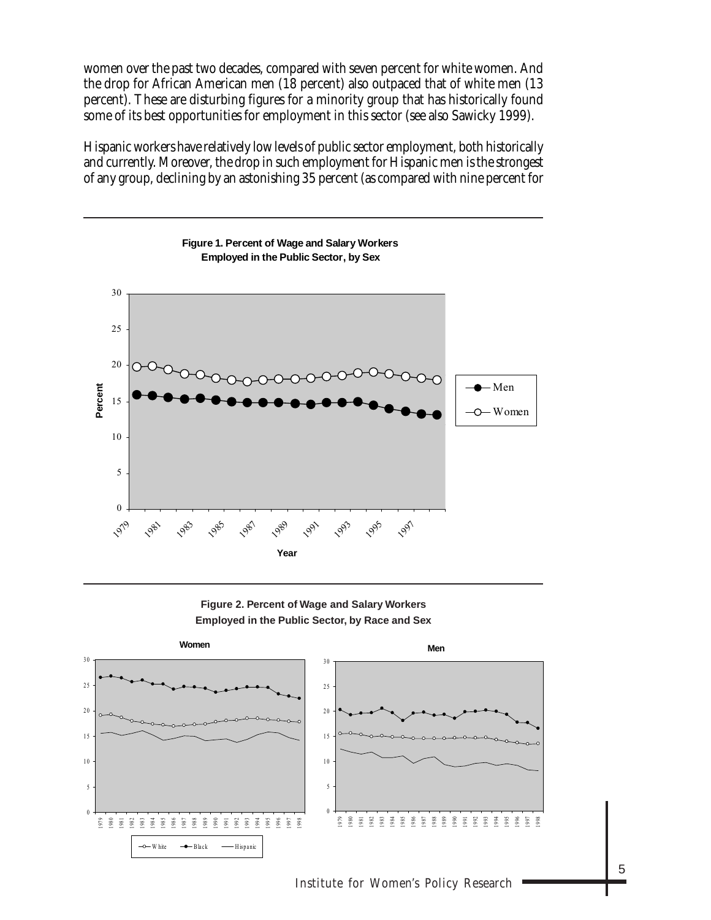women over the past two decades, compared with seven percent for white women. And the drop for African American men (18 percent) also outpaced that of white men (13 percent). These are disturbing figures for a minority group that has historically found some of its best opportunities for employment in this sector (see also Sawicky 1999).

Hispanic workers have relatively low levels of public sector employment, both historically and currently. Moreover, the drop in such employment for Hispanic men is the strongest of any group, declining by an astonishing 35 percent (as compared with nine percent for

**Figure 1. Percent of Wage and Salary Workers Employed in the Public Sector, by Sex**

**Figure 2. Percent of Wage and Salary Workers Employed in the Public Sector, by Race and Sex**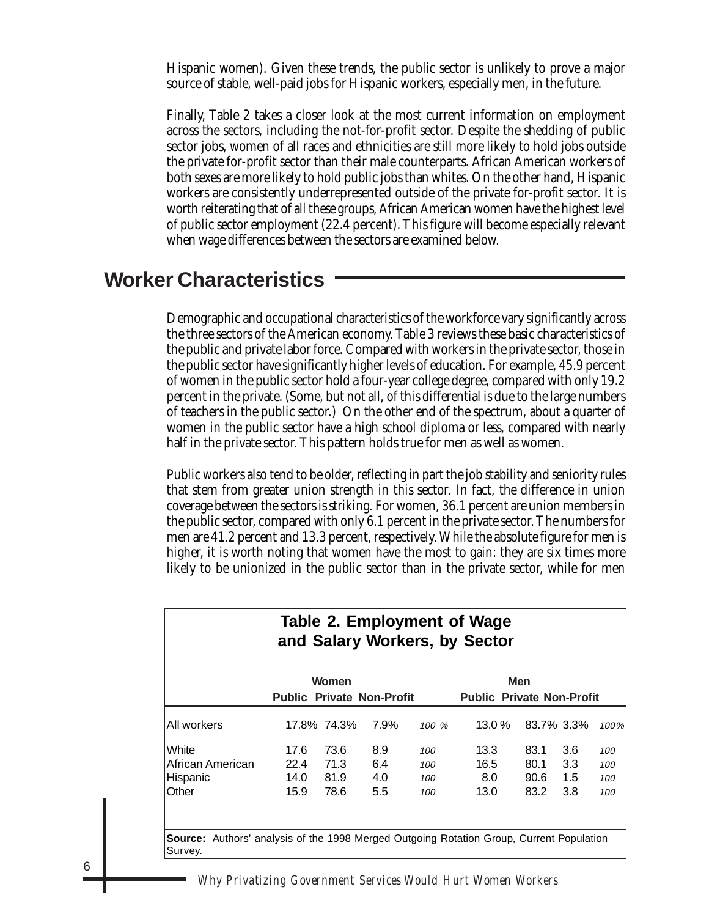Hispanic women). Given these trends, the public sector is unlikely to prove a major source of stable, well-paid jobs for Hispanic workers, especially men, in the future.

Finally, Table 2 takes a closer look at the most current information on employment across the sectors, including the not-for-profit sector. Despite the shedding of public sector jobs, women of all races and ethnicities are still more likely to hold jobs outside the private for-profit sector than their male counterparts. African American workers of both sexes are more likely to hold public jobs than whites. On the other hand, Hispanic workers are consistently underrepresented outside of the private for-profit sector. It is worth reiterating that of all these groups, African American women have the highest level of public sector employment (22.4 percent). This figure will become especially relevant when wage differences between the sectors are examined below.

## Worker Characteristics

Demographic and occupational characteristics of the workforce vary significantly across the three sectors of the American economy. Table 3 reviews these basic characteristics of the public and private labor force. Compared with workers in the private sector, those in the public sector have significantly higher levels of education. For example, 45.9 percent of women in the public sector hold a four-year college degree, compared with only 19.2 percent in the private. (Some, but not all, of this differential is due to the large numbers of teachers in the public sector.) On the other end of the spectrum, about a quarter of women in the public sector have a high school diploma or less, compared with nearly half in the private sector. This pattern holds true for men as well as women.

Public workers also tend to be older, reflecting in part the job stability and seniority rules that stem from greater union strength in this sector. In fact, the difference in union coverage between the sectors is striking. For women, 36.1 percent are union members in the public sector, compared with only 6.1 percent in the private sector. The numbers for men are 41.2 percent and 13.3 percent, respectively. While the absolute figure for men is higher, it is worth noting that women have the most to gain: they are six times more likely to be unionized in the public sector than in the private sector, while for men

**Table 2. Employment of Wage and Salary Workers, by Sector**

| | Women | | | | Men | | | |
|---|---|---|---|---|---|---|---|---|
| | Public | Private | Non-Profit | | Public | Private | Non-Profit | |
| All workers | 17.8% | 74.3% | 7.9% | *100 %* | 13.0 % | 83.7% | 3.3% | *100%* |
| White | 17.6 | 73.6 | 8.9 | *100* | 13.3 | 83.1 | 3.6 | *100* |
| African American | 22.4 | 71.3 | 6.4 | *100* | 16.5 | 80.1 | 3.3 | *100* |
| Hispanic | 14.0 | 81.9 | 4.0 | *100* | 8.0 | 90.6 | 1.5 | *100* |
| Other | 15.9 | 78.6 | 5.5 | *100* | 13.0 | 83.2 | 3.8 | *100* |

**Source:** Authors' analysis of the 1998 Merged Outgoing Rotation Group, Current Population Survey.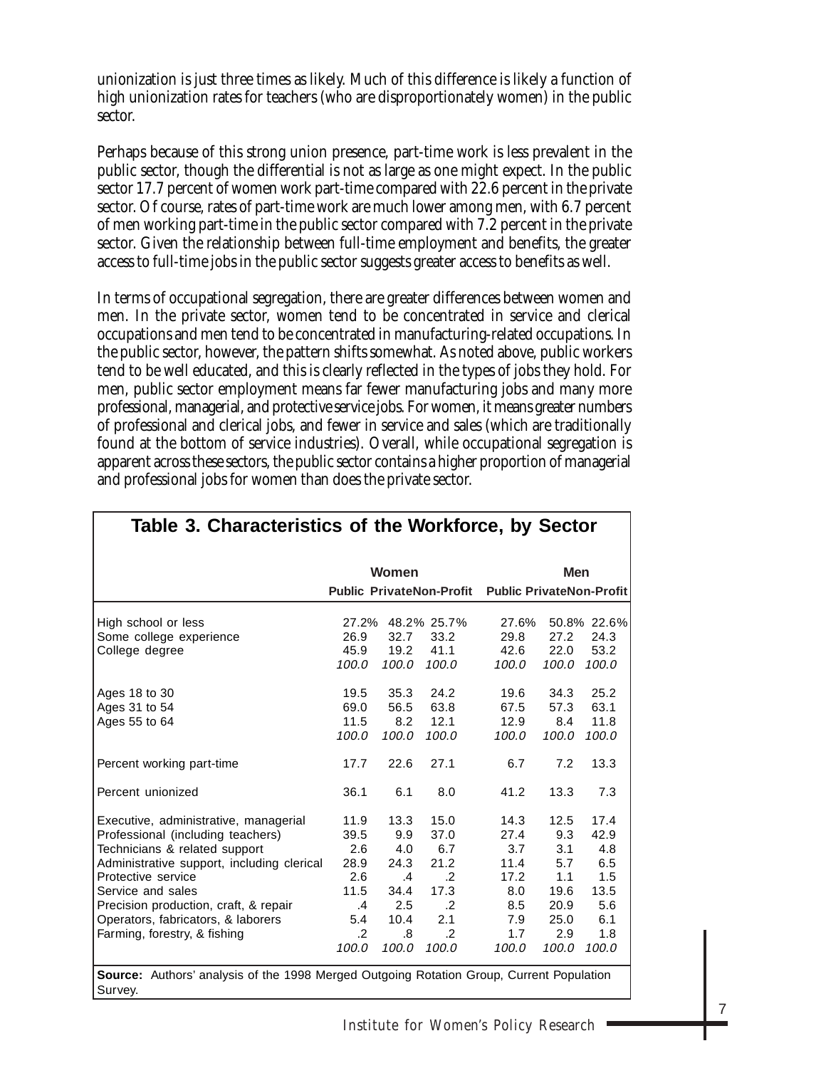unionization is just three times as likely. Much of this difference is likely a function of high unionization rates for teachers (who are disproportionately women) in the public sector.

Perhaps because of this strong union presence, part-time work is less prevalent in the public sector, though the differential is not as large as one might expect. In the public sector 17.7 percent of women work part-time compared with 22.6 percent in the private sector. Of course, rates of part-time work are much lower among men, with 6.7 percent of men working part-time in the public sector compared with 7.2 percent in the private sector. Given the relationship between full-time employment and benefits, the greater access to full-time jobs in the public sector suggests greater access to benefits as well.

In terms of occupational segregation, there are greater differences between women and men. In the private sector, women tend to be concentrated in service and clerical occupations and men tend to be concentrated in manufacturing-related occupations. In the public sector, however, the pattern shifts somewhat. As noted above, public workers tend to be well educated, and this is clearly reflected in the types of jobs they hold. For men, public sector employment means far fewer manufacturing jobs and many more professional, managerial, and protective service jobs. For women, it means greater numbers of professional and clerical jobs, and fewer in service and sales (which are traditionally found at the bottom of service industries). Overall, while occupational segregation is apparent across these sectors, the public sector contains a higher proportion of managerial and professional jobs for women than does the private sector.

## Table 3. Characteristics of the Workforce, by Sector

| | Women | | | Men | | |
|---|---|---|---|---|---|---|
| | Public | Private | Non-Profit | Public | Private | Non-Profit |
| High school or less | 27.2% | 48.2% | 25.7% | 27.6% | 50.8% | 22.6% |
| Some college experience | 26.9 | 32.7 | 33.2 | 29.8 | 27.2 | 24.3 |
| College degree | 45.9 | 19.2 | 41.1 | 42.6 | 22.0 | 53.2 |
| | *100.0* | *100.0* | *100.0* | *100.0* | *100.0* | *100.0* |
| Ages 18 to 30 | 19.5 | 35.3 | 24.2 | 19.6 | 34.3 | 25.2 |
| Ages 31 to 54 | 69.0 | 56.5 | 63.8 | 67.5 | 57.3 | 63.1 |
| Ages 55 to 64 | 11.5 | 8.2 | 12.1 | 12.9 | 8.4 | 11.8 |
| | *100.0* | *100.0* | *100.0* | *100.0* | *100.0* | *100.0* |
| Percent working part-time | 17.7 | 22.6 | 27.1 | 6.7 | 7.2 | 13.3 |
| Percent unionized | 36.1 | 6.1 | 8.0 | 41.2 | 13.3 | 7.3 |
| Executive, administrative, managerial | 11.9 | 13.3 | 15.0 | 14.3 | 12.5 | 17.4 |
| Professional (including teachers) | 39.5 | 9.9 | 37.0 | 27.4 | 9.3 | 42.9 |
| Technicians & related support | 2.6 | 4.0 | 6.7 | 3.7 | 3.1 | 4.8 |
| Administrative support, including clerical | 28.9 | 24.3 | 21.2 | 11.4 | 5.7 | 6.5 |
| Protective service | 2.6 | .4 | .2 | 17.2 | 1.1 | 1.5 |
| Service and sales | 11.5 | 34.4 | 17.3 | 8.0 | 19.6 | 13.5 |
| Precision production, craft, & repair | .4 | 2.5 | .2 | 8.5 | 20.9 | 5.6 |
| Operators, fabricators, & laborers | 5.4 | 10.4 | 2.1 | 7.9 | 25.0 | 6.1 |
| Farming, forestry, & fishing | .2 | .8 | .2 | 1.7 | 2.9 | 1.8 |
| | *100.0* | *100.0* | *100.0* | *100.0* | *100.0* | *100.0* |

**Source:** Authors' analysis of the 1998 Merged Outgoing Rotation Group, Current Population Survey.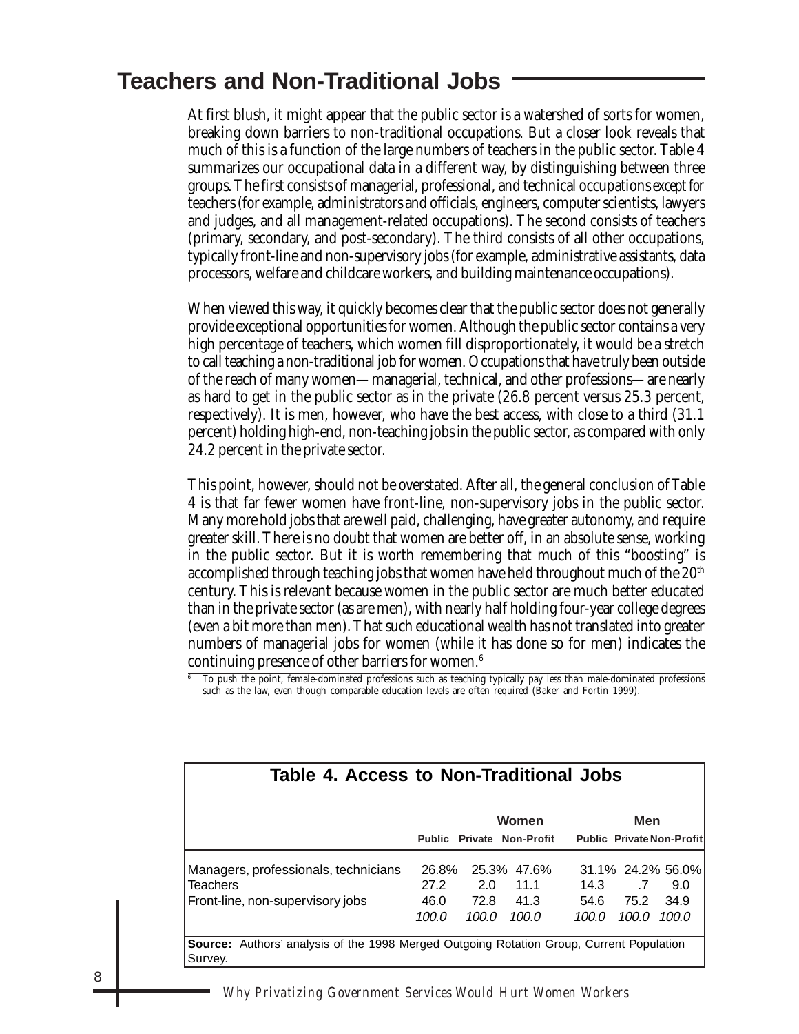## Teachers and Non-Traditional Jobs

At first blush, it might appear that the public sector is a watershed of sorts for women, breaking down barriers to non-traditional occupations. But a closer look reveals that much of this is a function of the large numbers of teachers in the public sector. Table 4 summarizes our occupational data in a different way, by distinguishing between three groups. The first consists of managerial, professional, and technical occupations *except for* teachers (for example, administrators and officials, engineers, computer scientists, lawyers and judges, and all management-related occupations). The second consists of teachers (primary, secondary, and post-secondary). The third consists of all other occupations, typically front-line and non-supervisory jobs (for example, administrative assistants, data processors, welfare and childcare workers, and building maintenance occupations).

When viewed this way, it quickly becomes clear that the public sector does not generally provide exceptional opportunities for women. Although the public sector contains a very high percentage of teachers, which women fill disproportionately, it would be a stretch to call teaching a non-traditional job for women. Occupations that have truly been outside of the reach of many women—managerial, technical, and other professions—are nearly as hard to get in the public sector as in the private (26.8 percent versus 25.3 percent, respectively). It is men, however, who have the best access, with close to a third (31.1 percent) holding high-end, non-teaching jobs in the public sector, as compared with only 24.2 percent in the private sector.

This point, however, should not be overstated. After all, the general conclusion of Table 4 is that far fewer women have front-line, non-supervisory jobs in the public sector. Many more hold jobs that are well paid, challenging, have greater autonomy, and require greater skill. There is no doubt that women are better off, in an absolute sense, working in the public sector. But it is worth remembering that much of this "boosting" is accomplished through teaching jobs that women have held throughout much of the 20th century. This is relevant because women in the public sector are much better educated than in the private sector (as are men), with nearly half holding four-year college degrees (even a bit more than men). That such educational wealth has not translated into greater numbers of managerial jobs for women (while it has done so for men) indicates the continuing presence of other barriers for women.[6]

[6] To push the point, female-dominated professions such as teaching typically pay less than male-dominated professions such as the law, even though comparable education levels are often required (Baker and Fortin 1999).

**Table 4. Access to Non-Traditional Jobs**

| | Women | | | Men | | |
|---|---|---|---|---|---|---|
| | **Public** | **Private** | **Non-Profit** | **Public** | **Private** | **Non-Profit** |
| Managers, professionals, technicians | 26.8% | 25.3% | 47.6% | 31.1% | 24.2% | 56.0% |
| Teachers | 27.2 | 2.0 | 11.1 | 14.3 | .7 | 9.0 |
| Front-line, non-supervisory jobs | 46.0 | 72.8 | 41.3 | 54.6 | 75.2 | 34.9 |
| | *100.0* | *100.0* | *100.0* | *100.0* | *100.0* | *100.0* |

**Source:** Authors' analysis of the 1998 Merged Outgoing Rotation Group, Current Population Survey.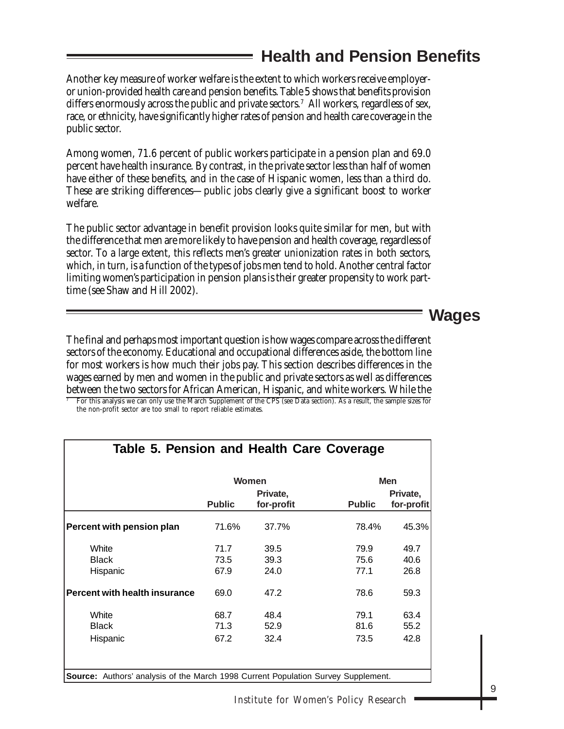## Health and Pension Benefits

Another key measure of worker welfare is the extent to which workers receive employer- or union-provided health care and pension benefits. Table 5 shows that benefits provision differs enormously across the public and private sectors.[7] All workers, regardless of sex, race, or ethnicity, have significantly higher rates of pension and health care coverage in the public sector.

Among women, 71.6 percent of public workers participate in a pension plan and 69.0 percent have health insurance. By contrast, in the private sector less than half of women have either of these benefits, and in the case of Hispanic women, less than a third do. These are striking differences—public jobs clearly give a significant boost to worker welfare.

The public sector advantage in benefit provision looks quite similar for men, but with the difference that men are more likely to have pension and health coverage, regardless of sector. To a large extent, this reflects men's greater unionization rates in both sectors, which, in turn, is a function of the types of jobs men tend to hold. Another central factor limiting women's participation in pension plans is their greater propensity to work part-time (see Shaw and Hill 2002).

## Wages

The final and perhaps most important question is how wages compare across the different sectors of the economy. Educational and occupational differences aside, the bottom line for most workers is how much their jobs pay. This section describes differences in the wages earned by men and women in the public and private sectors as well as differences between the two sectors for African American, Hispanic, and white workers. While the

[7] For this analysis we can only use the March Supplement of the CPS (see Data section). As a result, the sample sizes for the non-profit sector are too small to report reliable estimates.

**Table 5. Pension and Health Care Coverage**

| | Women | | Men | |
|---|---|---|---|---|
| | Public | Private, for-profit | Public | Private, for-profit |
| **Percent with pension plan** | 71.6% | 37.7% | 78.4% | 45.3% |
| White | 71.7 | 39.5 | 79.9 | 49.7 |
| Black | 73.5 | 39.3 | 75.6 | 40.6 |
| Hispanic | 67.9 | 24.0 | 77.1 | 26.8 |
| **Percent with health insurance** | 69.0 | 47.2 | 78.6 | 59.3 |
| White | 68.7 | 48.4 | 79.1 | 63.4 |
| Black | 71.3 | 52.9 | 81.6 | 55.2 |
| Hispanic | 67.2 | 32.4 | 73.5 | 42.8 |

**Source:** Authors' analysis of the March 1998 Current Population Survey Supplement.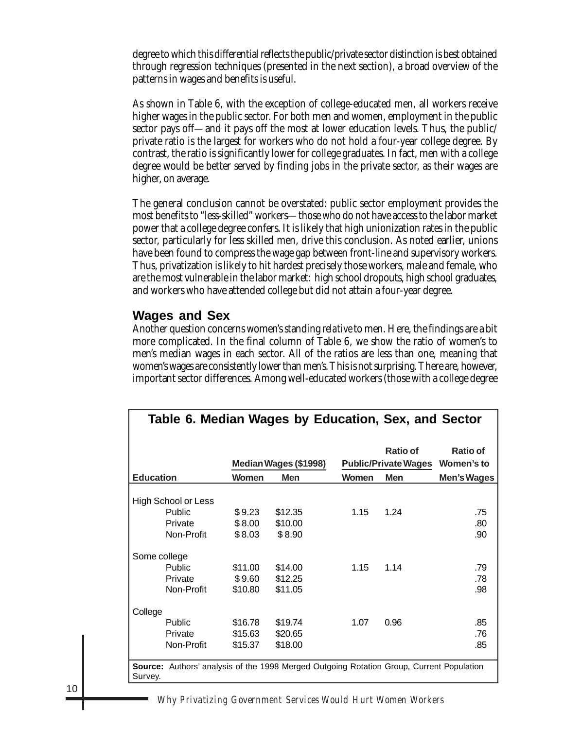degree to which this differential reflects the public/private sector distinction is best obtained through regression techniques (presented in the next section), a broad overview of the patterns in wages and benefits is useful.

As shown in Table 6, with the exception of college-educated men, all workers receive higher wages in the public sector. For both men and women, employment in the public sector pays off—and it pays off the most at lower education levels. Thus, the public/private ratio is the largest for workers who do not hold a four-year college degree. By contrast, the ratio is significantly lower for college graduates. In fact, men with a college degree would be better served by finding jobs in the private sector, as their wages are higher, on average.

The general conclusion cannot be overstated: public sector employment provides the most benefits to "less-skilled" workers—those who do not have access to the labor market power that a college degree confers. It is likely that high unionization rates in the public sector, particularly for less skilled men, drive this conclusion. As noted earlier, unions have been found to compress the wage gap between front-line and supervisory workers. Thus, privatization is likely to hit hardest precisely those workers, male and female, who are the most vulnerable in the labor market: high school dropouts, high school graduates, and workers who have attended college but did not attain a four-year degree.

## Wages and Sex

Another question concerns women's standing *relative* to men. Here, the findings are a bit more complicated. In the final column of Table 6, we show the ratio of women's to men's median wages in each sector. All of the ratios are less than one, meaning that women's wages are consistently lower than men's. This is not surprising. There are, however, important sector differences. Among well-educated workers (those with a college degree

**Table 6. Median Wages by Education, Sex, and Sector**

| | Median Wages ($1998) | | Ratio of Public/Private Wages | | Ratio of Women's to Men's Wages |
|---|---|---|---|---|---|
| **Education** | **Women** | **Men** | **Women** | **Men** | |
| High School or Less | | | | | |
| Public | $9.23 | $12.35 | 1.15 | 1.24 | .75 |
| Private | $8.00 | $10.00 | | | .80 |
| Non-Profit | $8.03 | $8.90 | | | .90 |
| Some college | | | | | |
| Public | $11.00 | $14.00 | 1.15 | 1.14 | .79 |
| Private | $9.60 | $12.25 | | | .78 |
| Non-Profit | $10.80 | $11.05 | | | .98 |
| College | | | | | |
| Public | $16.78 | $19.74 | 1.07 | 0.96 | .85 |
| Private | $15.63 | $20.65 | | | .76 |
| Non-Profit | $15.37 | $18.00 | | | .85 |

**Source:** Authors' analysis of the 1998 Merged Outgoing Rotation Group, Current Population Survey.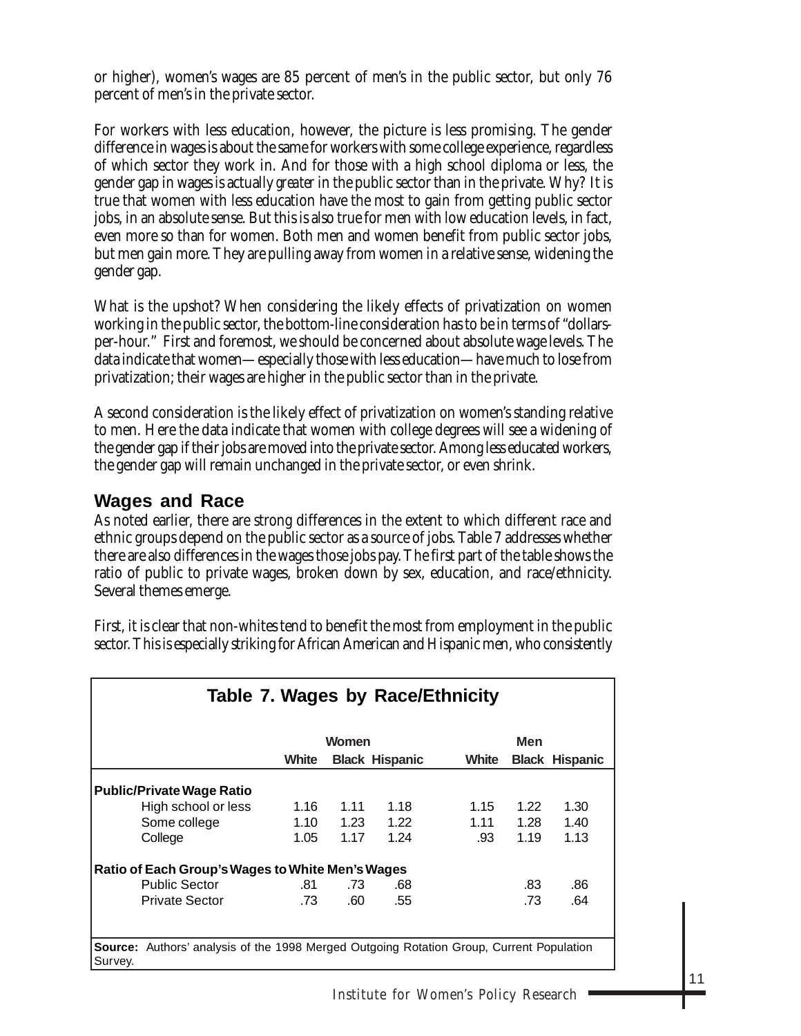or higher), women's wages are 85 percent of men's in the public sector, but only 76 percent of men's in the private sector.

For workers with less education, however, the picture is less promising. The gender difference in wages is about the same for workers with some college experience, regardless of which sector they work in. And for those with a high school diploma or less, the gender gap in wages is actually *greater* in the public sector than in the private. Why? It is true that women with less education have the most to gain from getting public sector jobs, in an absolute sense. But this is also true for men with low education levels, in fact, even more so than for women. Both men and women benefit from public sector jobs, but men gain more. They are pulling away from women in a relative sense, widening the gender gap.

What is the upshot? When considering the likely effects of privatization on women working in the public sector, the bottom-line consideration has to be in terms of "dollars-per-hour." First and foremost, we should be concerned about absolute wage levels. The data indicate that women—especially those with less education—have much to lose from privatization; their wages are higher in the public sector than in the private.

A second consideration is the likely effect of privatization on women's standing relative to men. Here the data indicate that women with college degrees will see a widening of the gender gap if their jobs are moved into the private sector. Among less educated workers, the gender gap will remain unchanged in the private sector, or even shrink.

## Wages and Race

As noted earlier, there are strong differences in the extent to which different race and ethnic groups depend on the public sector as a source of jobs. Table 7 addresses whether there are also differences in the wages those jobs pay. The first part of the table shows the ratio of public to private wages, broken down by sex, education, and race/ethnicity. Several themes emerge.

First, it is clear that non-whites tend to benefit the most from employment in the public sector. This is especially striking for African American and Hispanic men, who consistently

**Table 7. Wages by Race/Ethnicity**

| | Women | | | Men | | |
|---|---|---|---|---|---|---|
| | White | Black | Hispanic | White | Black | Hispanic |
| **Public/Private Wage Ratio** | | | | | | |
| High school or less | 1.16 | 1.11 | 1.18 | 1.15 | 1.22 | 1.30 |
| Some college | 1.10 | 1.23 | 1.22 | 1.11 | 1.28 | 1.40 |
| College | 1.05 | 1.17 | 1.24 | .93 | 1.19 | 1.13 |
| **Ratio of Each Group's Wages to White Men's Wages** | | | | | | |
| Public Sector | .81 | .73 | .68 | | .83 | .86 |
| Private Sector | .73 | .60 | .55 | | .73 | .64 |

**Source:** Authors' analysis of the 1998 Merged Outgoing Rotation Group, Current Population Survey.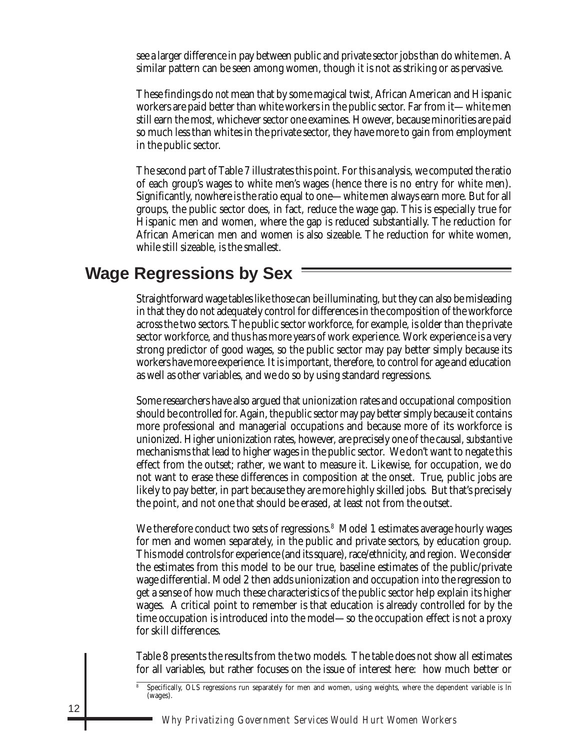see a larger difference in pay between public and private sector jobs than do white men. A similar pattern can be seen among women, though it is not as striking or as pervasive.

These findings do *not* mean that by some magical twist, African American and Hispanic workers are paid better than white workers in the public sector. Far from it—white men still earn the most, whichever sector one examines. However, because minorities are paid so much less than whites in the private sector, they have more to gain from employment in the public sector.

The second part of Table 7 illustrates this point. For this analysis, we computed the ratio of each group's wages to white men's wages (hence there is no entry for white men). Significantly, nowhere is the ratio equal to one—white men always earn more. But for all groups, the public sector does, in fact, reduce the wage gap. This is especially true for Hispanic men and women, where the gap is reduced substantially. The reduction for African American men and women is also sizeable. The reduction for white women, while still sizeable, is the smallest.

## Wage Regressions by Sex

Straightforward wage tables like those can be illuminating, but they can also be misleading in that they do not adequately control for differences in the composition of the workforce across the two sectors. The public sector workforce, for example, is older than the private sector workforce, and thus has more years of work experience. Work experience is a very strong predictor of good wages, so the public sector may pay better simply because its workers have more experience. It is important, therefore, to control for age and education as well as other variables, and we do so by using standard regressions.

Some researchers have also argued that unionization rates and occupational composition should be controlled for. Again, the public sector may pay better simply because it contains more professional and managerial occupations and because more of its workforce is unionized. Higher unionization rates, however, are precisely one of the causal, *substantive* mechanisms that lead to higher wages in the public sector. We don't want to negate this effect from the outset; rather, we want to measure it. Likewise, for occupation, we do not want to erase these differences in composition at the onset. True, public jobs are likely to pay better, in part because they are more highly skilled jobs. But that's precisely the point, and not one that should be erased, at least not from the outset.

We therefore conduct two sets of regressions.[8] Model 1 estimates average hourly wages for men and women separately, in the public and private sectors, by education group. This model controls for experience (and its square), race/ethnicity, and region. We consider the estimates from this model to be our true, baseline estimates of the public/private wage differential. Model 2 then adds unionization and occupation into the regression to get a sense of how much these characteristics of the public sector help explain its higher wages. A critical point to remember is that education is already controlled for by the time occupation is introduced into the model—so the occupation effect is not a proxy for skill differences.

Table 8 presents the results from the two models. The table does not show all estimates for all variables, but rather focuses on the issue of interest here: how much better or

[8] Specifically, OLS regressions run separately for men and women, using weights, where the dependent variable is ln (wages).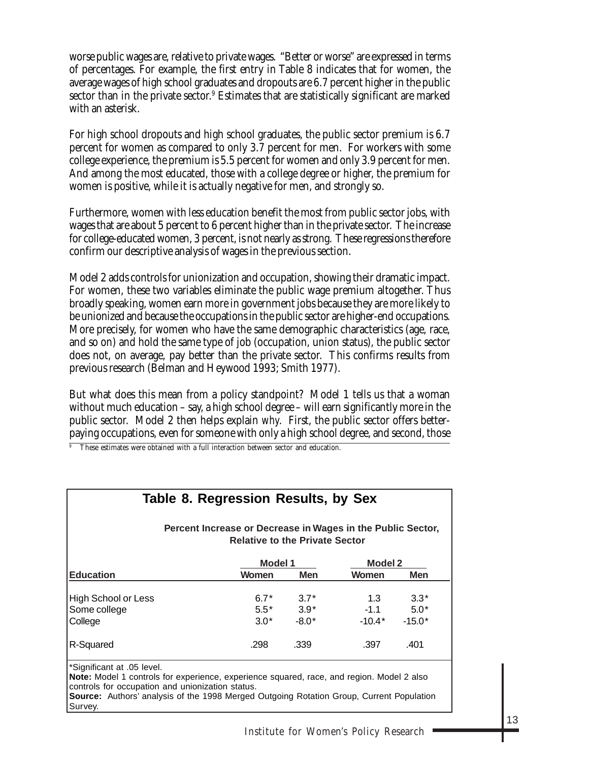worse public wages are, relative to private wages. "Better or worse" are expressed in terms of percentages. For example, the first entry in Table 8 indicates that for women, the average wages of high school graduates and dropouts are 6.7 percent higher in the public sector than in the private sector.[9] Estimates that are statistically significant are marked with an asterisk.

For high school dropouts and high school graduates, the public sector premium is 6.7 percent for women as compared to only 3.7 percent for men. For workers with some college experience, the premium is 5.5 percent for women and only 3.9 percent for men. And among the most educated, those with a college degree or higher, the premium for women is positive, while it is actually negative for men, and strongly so.

Furthermore, women with less education benefit the most from public sector jobs, with wages that are about 5 percent to 6 percent higher than in the private sector. The increase for college-educated women, 3 percent, is not nearly as strong. These regressions therefore confirm our descriptive analysis of wages in the previous section.

Model 2 adds controls for unionization and occupation, showing their dramatic impact. For women, these two variables eliminate the public wage premium altogether. Thus broadly speaking, women earn more in government jobs because they are more likely to be unionized and because the occupations in the public sector are higher-end occupations. More precisely, for women who have the same demographic characteristics (age, race, and so on) and hold the same type of job (occupation, union status), the public sector does not, on average, pay better than the private sector. This confirms results from previous research (Belman and Heywood 1993; Smith 1977).

But what does this mean from a policy standpoint? Model 1 tells us that a woman without much education – say, a high school degree – will earn significantly more in the public sector. Model 2 then helps explain *why*. First, the public sector offers better-paying occupations, even for someone with only a high school degree, and second, those

[9] These estimates were obtained with a full interaction between sector and education.

## Table 8. Regression Results, by Sex

**Percent Increase or Decrease in Wages in the Public Sector, Relative to the Private Sector**

| | Model 1 | | Model 2 | |
|---|---|---|---|---|
| **Education** | **Women** | **Men** | **Women** | **Men** |
| High School or Less | 6.7* | 3.7* | 1.3 | 3.3* |
| Some college | 5.5* | 3.9* | -1.1 | 5.0* |
| College | 3.0* | -8.0* | -10.4* | -15.0* |
| R-Squared | .298 | .339 | .397 | .401 |

*Significant at .05 level.

**Note:** Model 1 controls for experience, experience squared, race, and region. Model 2 also controls for occupation and unionization status.

**Source:** Authors' analysis of the 1998 Merged Outgoing Rotation Group, Current Population Survey.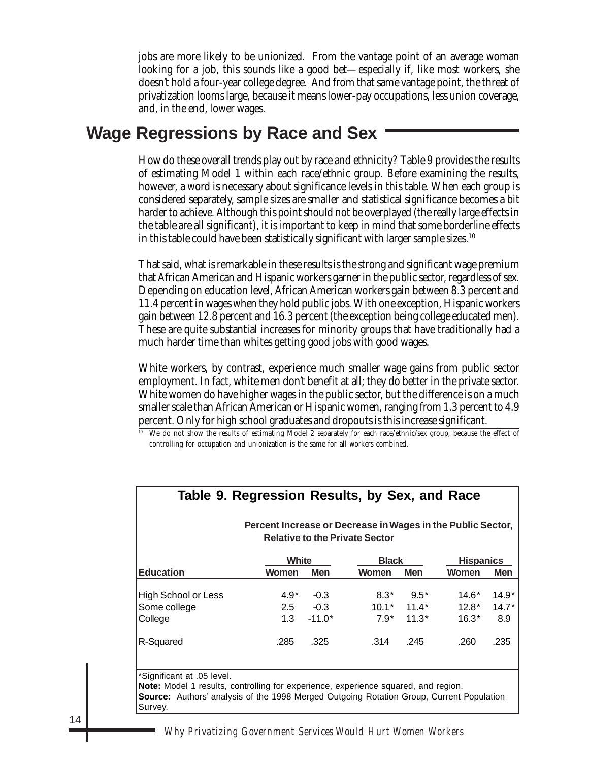jobs are more likely to be unionized. From the vantage point of an average woman looking for a job, this sounds like a good bet—especially if, like most workers, she doesn't hold a four-year college degree. And from that same vantage point, the threat of privatization looms large, because it means lower-pay occupations, less union coverage, and, in the end, lower wages.

## Wage Regressions by Race and Sex

How do these overall trends play out by race and ethnicity? Table 9 provides the results of estimating Model 1 within each race/ethnic group. Before examining the results, however, a word is necessary about significance levels in this table. When each group is considered separately, sample sizes are smaller and statistical significance becomes a bit harder to achieve. Although this point should not be overplayed (the really large effects in the table are all significant), it is important to keep in mind that some borderline effects in this table could have been statistically significant with larger sample sizes.[10]

That said, what is remarkable in these results is the strong and significant wage premium that African American and Hispanic workers garner in the public sector, regardless of sex. Depending on education level, African American workers gain between 8.3 percent and 11.4 percent in wages when they hold public jobs. With one exception, Hispanic workers gain between 12.8 percent and 16.3 percent (the exception being college educated men). These are quite substantial increases for minority groups that have traditionally had a much harder time than whites getting good jobs with good wages.

White workers, by contrast, experience much smaller wage gains from public sector employment. In fact, white men don't benefit at all; they do better in the private sector. White women do have higher wages in the public sector, but the difference is on a much smaller scale than African American or Hispanic women, ranging from 1.3 percent to 4.9 percent. Only for high school graduates and dropouts is this increase significant.

[10] We do not show the results of estimating Model 2 separately for each race/ethnic/sex group, because the effect of controlling for occupation and unionization is the same for all workers combined.

**Table 9. Regression Results, by Sex, and Race**

| | Percent Increase or Decrease in Wages in the Public Sector, Relative to the Private Sector | | | | | |
|---|---|---|---|---|---|---|
| | White | | Black | | Hispanics | |
| **Education** | **Women** | **Men** | **Women** | **Men** | **Women** | **Men** |
| High School or Less | 4.9* | -0.3 | 8.3* | 9.5* | 14.6* | 14.9* |
| Some college | 2.5 | -0.3 | 10.1* | 11.4* | 12.8* | 14.7* |
| College | 1.3 | -11.0* | 7.9* | 11.3* | 16.3* | 8.9 |
| R-Squared | .285 | .325 | .314 | .245 | .260 | .235 |

*Significant at .05 level.

**Note:** Model 1 results, controlling for experience, experience squared, and region.

**Source:** Authors' analysis of the 1998 Merged Outgoing Rotation Group, Current Population Survey.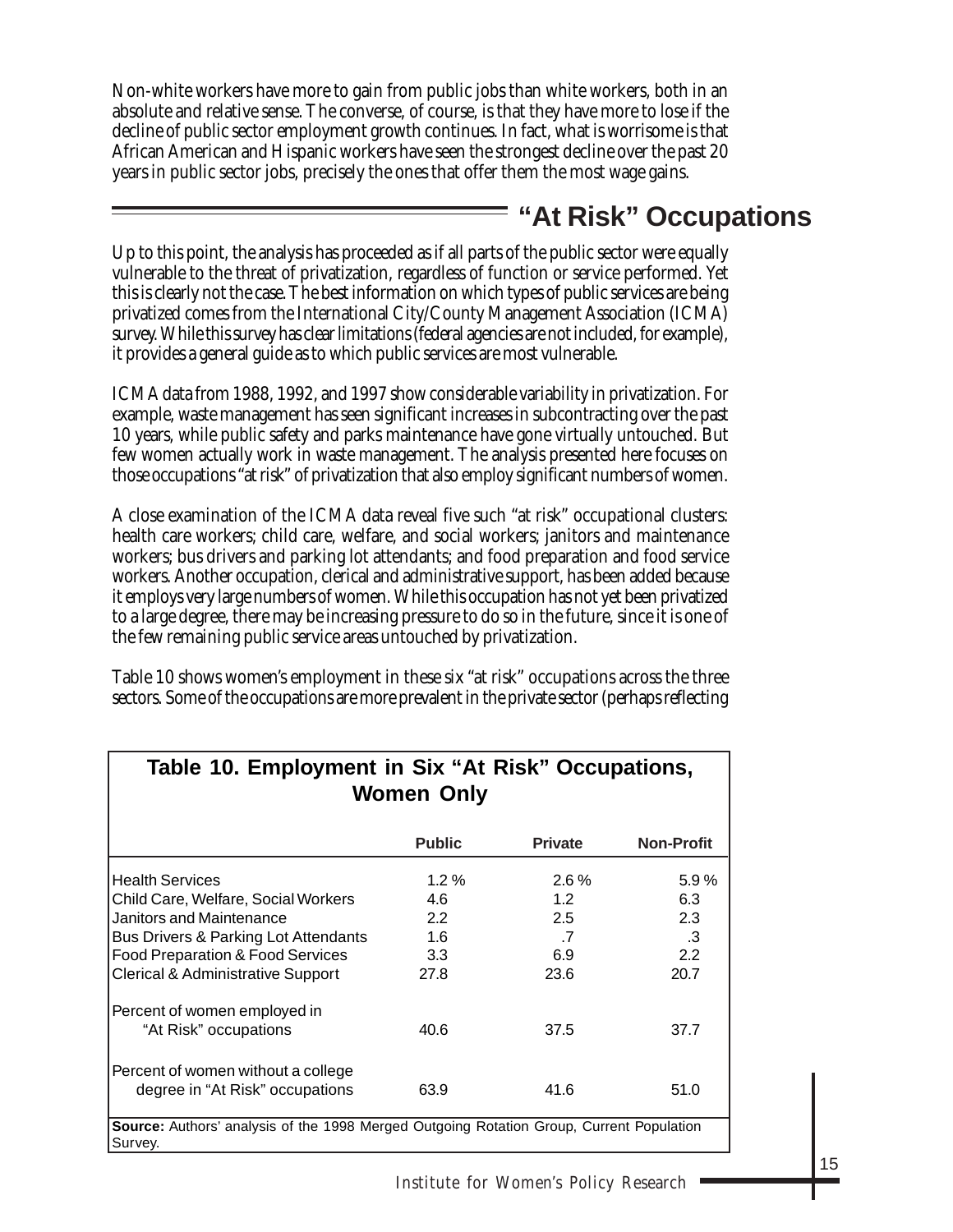Non-white workers have more to gain from public jobs than white workers, both in an absolute and relative sense. The converse, of course, is that they have more to lose if the decline of public sector employment growth continues. In fact, what is worrisome is that African American and Hispanic workers have seen the strongest decline over the past 20 years in public sector jobs, precisely the ones that offer them the most wage gains.

## "At Risk" Occupations

Up to this point, the analysis has proceeded as if all parts of the public sector were equally vulnerable to the threat of privatization, regardless of function or service performed. Yet this is clearly not the case. The best information on which types of public services are being privatized comes from the International City/County Management Association (ICMA) survey. While this survey has clear limitations (federal agencies are not included, for example), it provides a general guide as to which public services are most vulnerable.

ICMA data from 1988, 1992, and 1997 show considerable variability in privatization. For example, waste management has seen significant increases in subcontracting over the past 10 years, while public safety and parks maintenance have gone virtually untouched. But few women actually work in waste management. The analysis presented here focuses on those occupations "at risk" of privatization that also employ significant numbers of women.

A close examination of the ICMA data reveal five such "at risk" occupational clusters: health care workers; child care, welfare, and social workers; janitors and maintenance workers; bus drivers and parking lot attendants; and food preparation and food service workers. Another occupation, clerical and administrative support, has been added because it employs very large numbers of women. While this occupation has not yet been privatized to a large degree, there may be increasing pressure to do so in the future, since it is one of the few remaining public service areas untouched by privatization.

Table 10 shows women's employment in these six "at risk" occupations across the three sectors. Some of the occupations are more prevalent in the private sector (perhaps reflecting

**Table 10. Employment in Six "At Risk" Occupations, Women Only**

| | Public | Private | Non-Profit |
|---|---|---|---|
| Health Services | 1.2 % | 2.6 % | 5.9 % |
| Child Care, Welfare, Social Workers | 4.6 | 1.2 | 6.3 |
| Janitors and Maintenance | 2.2 | 2.5 | 2.3 |
| Bus Drivers & Parking Lot Attendants | 1.6 | .7 | .3 |
| Food Preparation & Food Services | 3.3 | 6.9 | 2.2 |
| Clerical & Administrative Support | 27.8 | 23.6 | 20.7 |
| Percent of women employed in "At Risk" occupations | 40.6 | 37.5 | 37.7 |
| Percent of women without a college degree in "At Risk" occupations | 63.9 | 41.6 | 51.0 |

**Source:** Authors' analysis of the 1998 Merged Outgoing Rotation Group, Current Population Survey.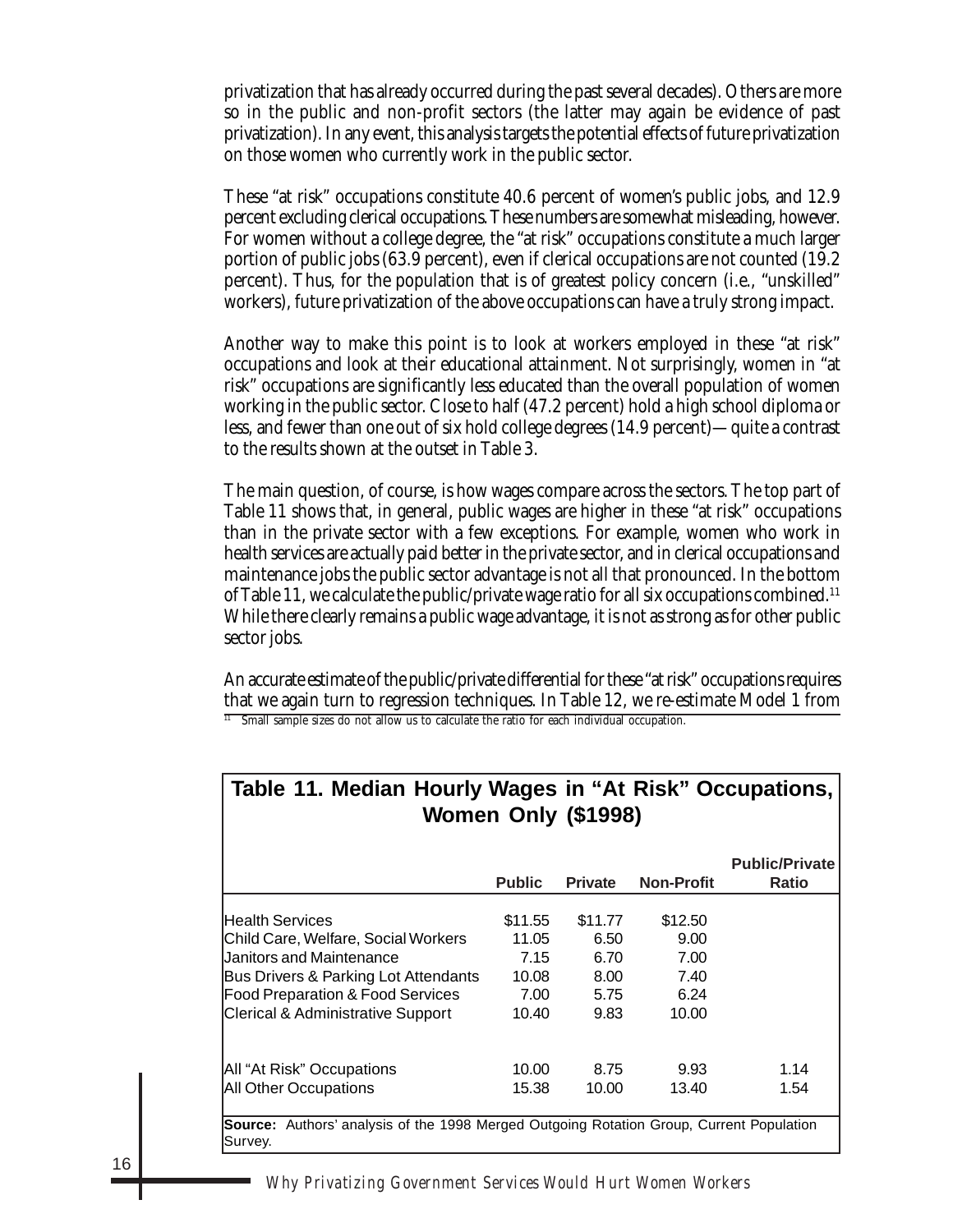privatization that has already occurred during the past several decades). Others are more so in the public and non-profit sectors (the latter may again be evidence of past privatization). In any event, this analysis targets the potential effects of future privatization on those women who currently work in the public sector.

These "at risk" occupations constitute 40.6 percent of women's public jobs, and 12.9 percent excluding clerical occupations. These numbers are somewhat misleading, however. For women without a college degree, the "at risk" occupations constitute a much larger portion of public jobs (63.9 percent), even if clerical occupations are not counted (19.2 percent). Thus, for the population that is of greatest policy concern (i.e., "unskilled" workers), future privatization of the above occupations can have a truly strong impact.

Another way to make this point is to look at workers employed in these "at risk" occupations and look at their educational attainment. Not surprisingly, women in "at risk" occupations are significantly less educated than the overall population of women working in the public sector. Close to half (47.2 percent) hold a high school diploma or less, and fewer than one out of six hold college degrees (14.9 percent)—quite a contrast to the results shown at the outset in Table 3.

The main question, of course, is how wages compare across the sectors. The top part of Table 11 shows that, in general, public wages are higher in these "at risk" occupations than in the private sector with a few exceptions. For example, women who work in health services are actually paid better in the private sector, and in clerical occupations and maintenance jobs the public sector advantage is not all that pronounced. In the bottom of Table 11, we calculate the public/private wage ratio for all six occupations combined.[11] While there clearly remains a public wage advantage, it is not as strong as for other public sector jobs.

An accurate estimate of the public/private differential for these "at risk" occupations requires that we again turn to regression techniques. In Table 12, we re-estimate Model 1 from

[11] Small sample sizes do not allow us to calculate the ratio for each individual occupation.

**Table 11. Median Hourly Wages in "At Risk" Occupations, Women Only ($1998)**

| | Public | Private | Non-Profit | Public/Private Ratio |
|---|---|---|---|---|
| Health Services | $11.55 | $11.77 | $12.50 | |
| Child Care, Welfare, Social Workers | 11.05 | 6.50 | 9.00 | |
| Janitors and Maintenance | 7.15 | 6.70 | 7.00 | |
| Bus Drivers & Parking Lot Attendants | 10.08 | 8.00 | 7.40 | |
| Food Preparation & Food Services | 7.00 | 5.75 | 6.24 | |
| Clerical & Administrative Support | 10.40 | 9.83 | 10.00 | |
| All "At Risk" Occupations | 10.00 | 8.75 | 9.93 | 1.14 |
| All Other Occupations | 15.38 | 10.00 | 13.40 | 1.54 |

**Source:** Authors' analysis of the 1998 Merged Outgoing Rotation Group, Current Population Survey.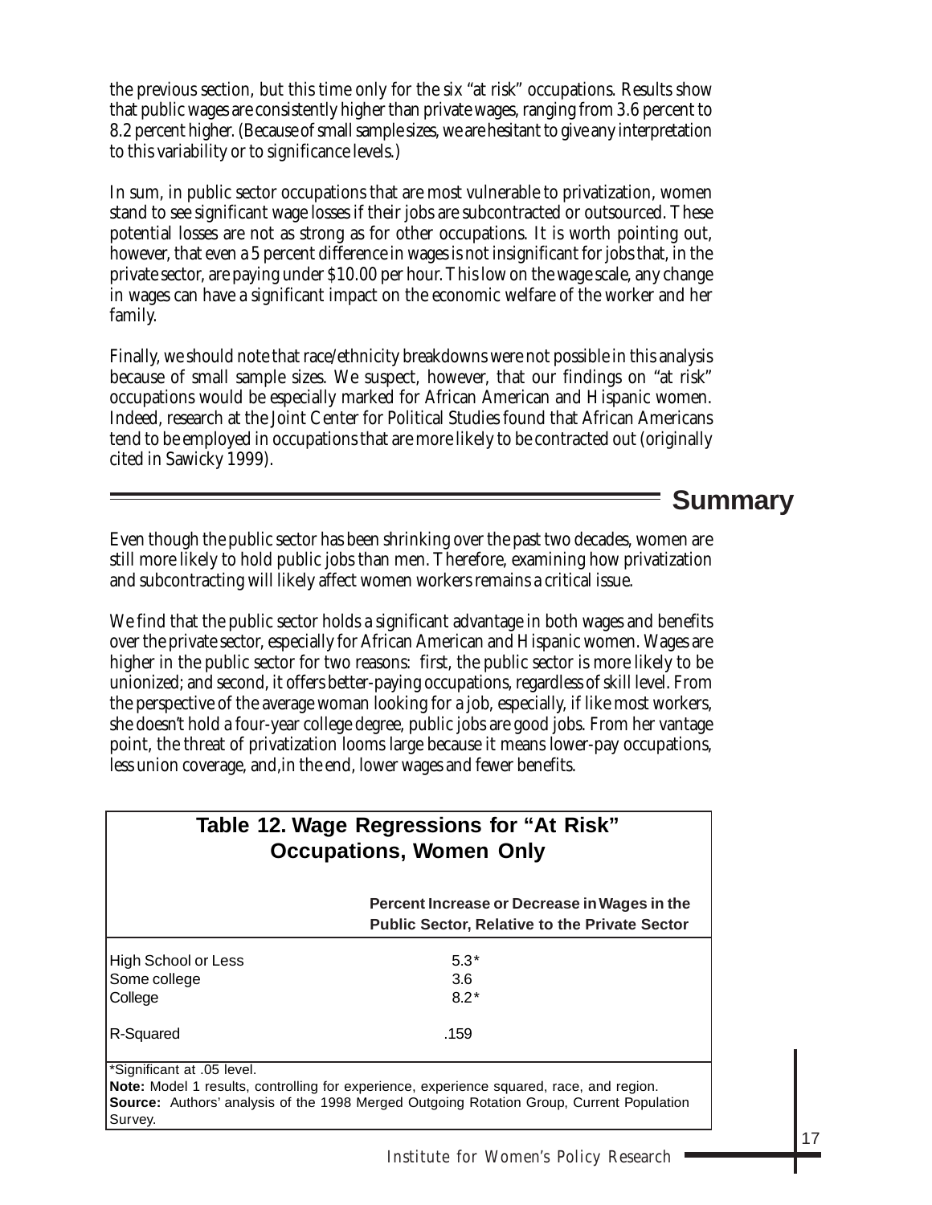the previous section, but this time only for the six "at risk" occupations. Results show that public wages are consistently higher than private wages, ranging from 3.6 percent to 8.2 percent higher. (Because of small sample sizes, we are hesitant to give any interpretation to this variability or to significance levels.)

In sum, in public sector occupations that are most vulnerable to privatization, women stand to see significant wage losses if their jobs are subcontracted or outsourced. These potential losses are not as strong as for other occupations. It is worth pointing out, however, that even a 5 percent difference in wages is not insignificant for jobs that, in the private sector, are paying under $10.00 per hour. This low on the wage scale, any change in wages can have a significant impact on the economic welfare of the worker and her family.

Finally, we should note that race/ethnicity breakdowns were not possible in this analysis because of small sample sizes. We suspect, however, that our findings on "at risk" occupations would be especially marked for African American and Hispanic women. Indeed, research at the Joint Center for Political Studies found that African Americans tend to be employed in occupations that are more likely to be contracted out (originally cited in Sawicky 1999).

## Summary

Even though the public sector has been shrinking over the past two decades, women are still more likely to hold public jobs than men. Therefore, examining how privatization and subcontracting will likely affect women workers remains a critical issue.

We find that the public sector holds a significant advantage in both wages and benefits over the private sector, especially for African American and Hispanic women. Wages are higher in the public sector for two reasons: first, the public sector is more likely to be unionized; and second, it offers better-paying occupations, regardless of skill level. From the perspective of the average woman looking for a job, especially, if like most workers, she doesn't hold a four-year college degree, public jobs are good jobs. From her vantage point, the threat of privatization looms large because it means lower-pay occupations, less union coverage, and, in the end, lower wages and fewer benefits.

**Table 12. Wage Regressions for "At Risk" Occupations, Women Only**

| | Percent Increase or Decrease in Wages in the Public Sector, Relative to the Private Sector |
|---|---|
| High School or Less | 5.3* |
| Some college | 3.6 |
| College | 8.2* |
| R-Squared | .159 |

*Significant at .05 level.

**Note:** Model 1 results, controlling for experience, experience squared, race, and region.

**Source:** Authors' analysis of the 1998 Merged Outgoing Rotation Group, Current Population Survey.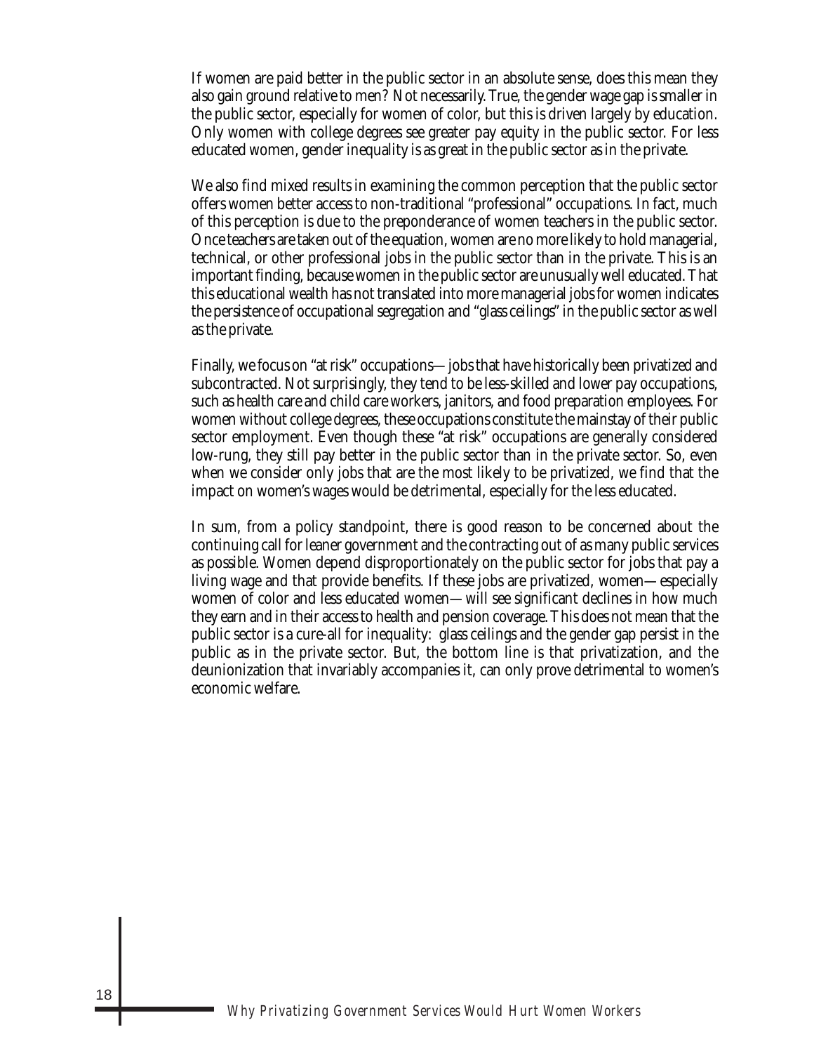If women are paid better in the public sector in an absolute sense, does this mean they also gain ground relative to men? Not necessarily. True, the gender wage gap is smaller in the public sector, especially for women of color, but this is driven largely by education. Only women with college degrees see greater pay equity in the public sector. For less educated women, gender inequality is as great in the public sector as in the private.

We also find mixed results in examining the common perception that the public sector offers women better access to non-traditional "professional" occupations. In fact, much of this perception is due to the preponderance of women teachers in the public sector. Once teachers are taken out of the equation, women are no more likely to hold managerial, technical, or other professional jobs in the public sector than in the private. This is an important finding, because women in the public sector are unusually well educated. That this educational wealth has not translated into more managerial jobs for women indicates the persistence of occupational segregation and "glass ceilings" in the public sector as well as the private.

Finally, we focus on "at risk" occupations—jobs that have historically been privatized and subcontracted. Not surprisingly, they tend to be less-skilled and lower pay occupations, such as health care and child care workers, janitors, and food preparation employees. For women without college degrees, these occupations constitute the mainstay of their public sector employment. Even though these "at risk" occupations are generally considered low-rung, they still pay better in the public sector than in the private sector. So, even when we consider only jobs that are the most likely to be privatized, we find that the impact on women's wages would be detrimental, especially for the less educated.

In sum, from a policy standpoint, there is good reason to be concerned about the continuing call for leaner government and the contracting out of as many public services as possible. Women depend disproportionately on the public sector for jobs that pay a living wage and that provide benefits. If these jobs are privatized, women—especially women of color and less educated women—will see significant declines in how much they earn and in their access to health and pension coverage. This does not mean that the public sector is a cure-all for inequality: glass ceilings and the gender gap persist in the public as in the private sector. But, the bottom line is that privatization, and the deunionization that invariably accompanies it, can only prove detrimental to women's economic welfare.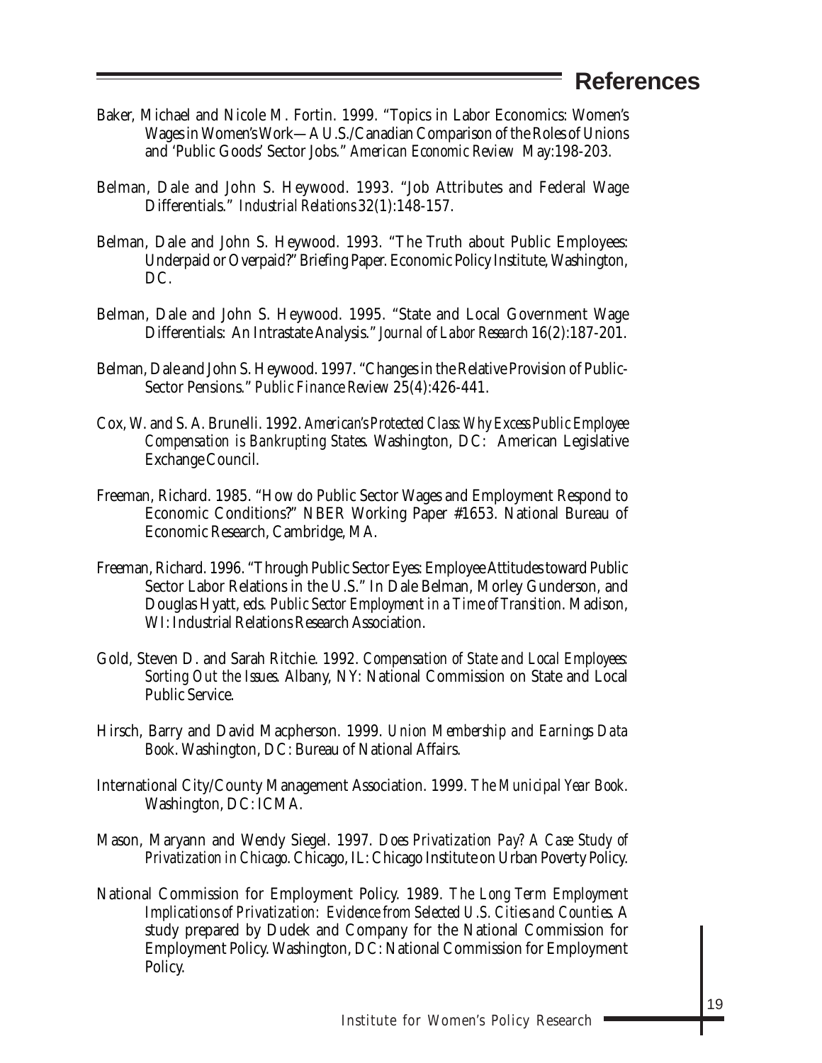# References

Baker, Michael and Nicole M. Fortin. 1999. "Topics in Labor Economics: Women's Wages in Women's Work—A U.S./Canadian Comparison of the Roles of Unions and 'Public Goods' Sector Jobs." *American Economic Review* May:198-203.

Belman, Dale and John S. Heywood. 1993. "Job Attributes and Federal Wage Differentials." *Industrial Relations* 32(1):148-157.

Belman, Dale and John S. Heywood. 1993. "The Truth about Public Employees: Underpaid or Overpaid?" Briefing Paper. Economic Policy Institute, Washington, DC.

Belman, Dale and John S. Heywood. 1995. "State and Local Government Wage Differentials: An Intrastate Analysis." *Journal of Labor Research* 16(2):187-201.

Belman, Dale and John S. Heywood. 1997. "Changes in the Relative Provision of Public-Sector Pensions." *Public Finance Review* 25(4):426-441.

Cox, W. and S. A. Brunelli. 1992. *American's Protected Class: Why Excess Public Employee Compensation is Bankrupting States*. Washington, DC: American Legislative Exchange Council.

Freeman, Richard. 1985. "How do Public Sector Wages and Employment Respond to Economic Conditions?" NBER Working Paper #1653. National Bureau of Economic Research, Cambridge, MA.

Freeman, Richard. 1996. "Through Public Sector Eyes: Employee Attitudes toward Public Sector Labor Relations in the U.S." In Dale Belman, Morley Gunderson, and Douglas Hyatt, eds. *Public Sector Employment in a Time of Transition*. Madison, WI: Industrial Relations Research Association.

Gold, Steven D. and Sarah Ritchie. 1992. *Compensation of State and Local Employees: Sorting Out the Issues*. Albany, NY: National Commission on State and Local Public Service.

Hirsch, Barry and David Macpherson. 1999. *Union Membership and Earnings Data Book*. Washington, DC: Bureau of National Affairs.

International City/County Management Association. 1999. *The Municipal Year Book*. Washington, DC: ICMA.

Mason, Maryann and Wendy Siegel. 1997. *Does Privatization Pay? A Case Study of Privatization in Chicago*. Chicago, IL: Chicago Institute on Urban Poverty Policy.

National Commission for Employment Policy. 1989. *The Long Term Employment Implications of Privatization: Evidence from Selected U.S. Cities and Counties*. A study prepared by Dudek and Company for the National Commission for Employment Policy. Washington, DC: National Commission for Employment Policy.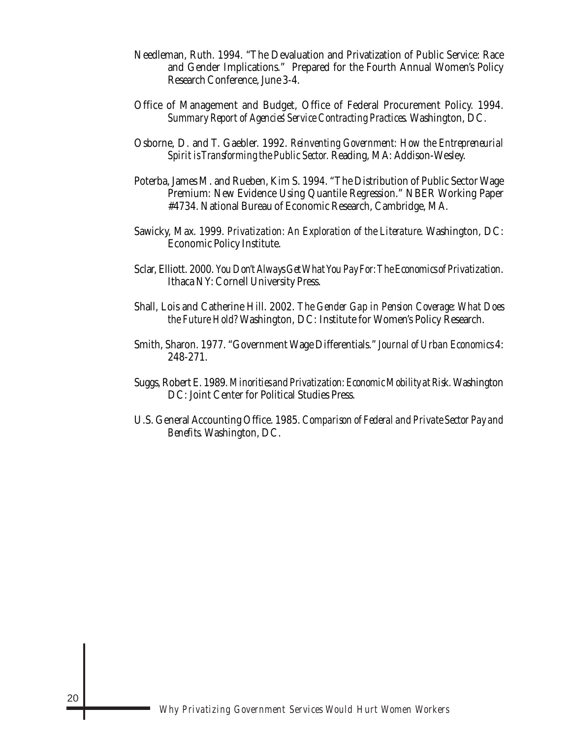Needleman, Ruth. 1994. "The Devaluation and Privatization of Public Service: Race and Gender Implications." Prepared for the Fourth Annual Women's Policy Research Conference, June 3-4.

Office of Management and Budget, Office of Federal Procurement Policy. 1994. *Summary Report of Agencies' Service Contracting Practices*. Washington, DC.

Osborne, D. and T. Gaebler. 1992. *Reinventing Government: How the Entrepreneurial Spirit is Transforming the Public Sector.* Reading, MA: Addison-Wesley.

Poterba, James M. and Rueben, Kim S. 1994. "The Distribution of Public Sector Wage Premium: New Evidence Using Quantile Regression." NBER Working Paper #4734. National Bureau of Economic Research, Cambridge, MA.

Sawicky, Max. 1999. *Privatization: An Exploration of the Literature*. Washington, DC: Economic Policy Institute.

Sclar, Elliott. 2000. *You Don't Always Get What You Pay For: The Economics of Privatization*. Ithaca NY: Cornell University Press.

Shall, Lois and Catherine Hill. 2002. *The Gender Gap in Pension Coverage: What Does the Future Hold?* Washington, DC: Institute for Women's Policy Research.

Smith, Sharon. 1977. "Government Wage Differentials." *Journal of Urban Economics* 4: 248-271.

Suggs, Robert E. 1989. *Minorities and Privatization: Economic Mobility at Risk*. Washington DC: Joint Center for Political Studies Press.

U.S. General Accounting Office. 1985. *Comparison of Federal and Private Sector Pay and Benefits*. Washington, DC.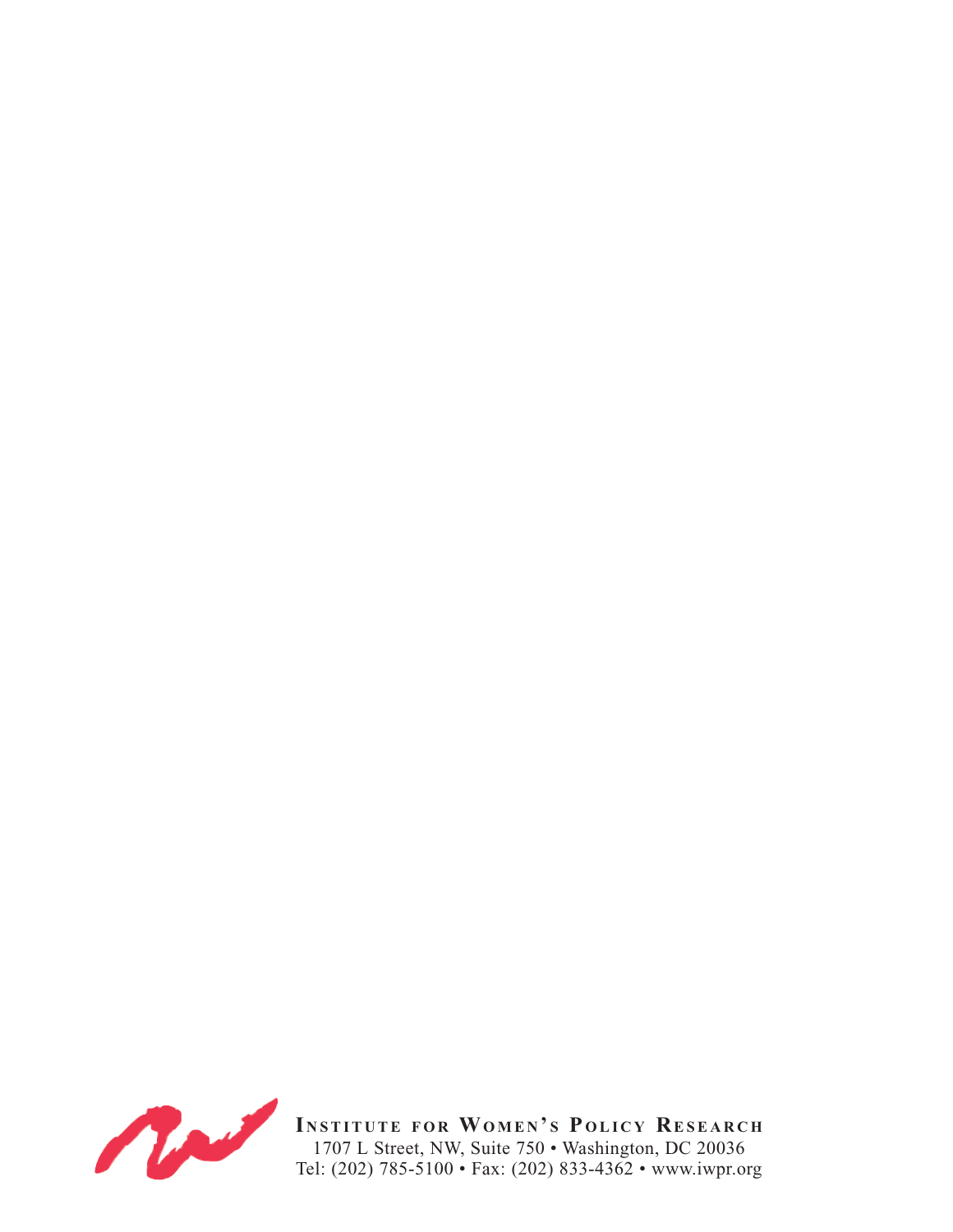**INSTITUTE FOR WOMEN'S POLICY RESEARCH**

1707 L Street, NW, Suite 750 • Washington, DC 20036

Tel: (202) 785-5100 • Fax: (202) 833-4362 • www.iwpr.org